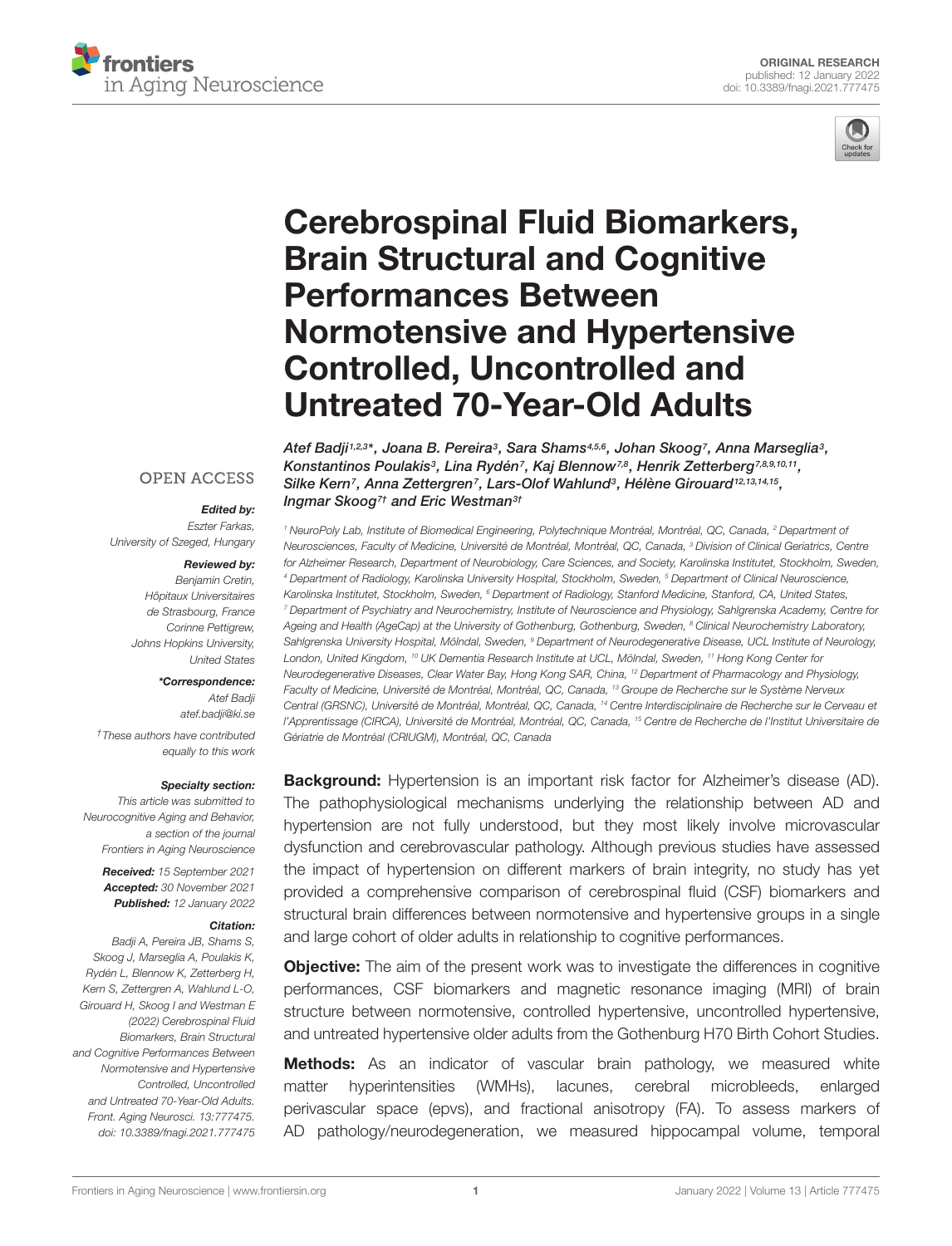ORIGINAL RESEARCH

published: 12 January 2022

doi: 10.3389/fnagi.2021.777475

# Cerebrospinal Fluid Biomarkers, Brain Structural and Cognitive Performances Between Normotensive and Hypertensive Controlled, Uncontrolled and Untreated 70-Year-Old Adults

*Atef Badji[1,2,3]\*, Joana B. Pereira[3], Sara Shams[4,5,6], Johan Skoog[7], Anna Marseglia[3], Konstantinos Poulakis[3], Lina Rydén[7], Kaj Blennow[7,8], Henrik Zetterberg[7,8,9,10,11], Silke Kern[7], Anna Zettergren[7], Lars-Olof Wahlund[3], Hélène Girouard[12,13,14,15], Ingmar Skoog[7†] and Eric Westman[3†]*

[1] NeuroPoly Lab, Institute of Biomedical Engineering, Polytechnique Montréal, Montréal, QC, Canada, [2] Department of Neurosciences, Faculty of Medicine, Université de Montréal, Montréal, QC, Canada, [3] Division of Clinical Geriatrics, Centre for Alzheimer Research, Department of Neurobiology, Care Sciences, and Society, Karolinska Institutet, Stockholm, Sweden, [4] Department of Radiology, Karolinska University Hospital, Stockholm, Sweden, [5] Department of Clinical Neuroscience, Karolinska Institutet, Stockholm, Sweden, [6] Department of Radiology, Stanford Medicine, Stanford, CA, United States, [7] Department of Psychiatry and Neurochemistry, Institute of Neuroscience and Physiology, Sahlgrenska Academy, Centre for Ageing and Health (AgeCap) at the University of Gothenburg, Gothenburg, Sweden, [8] Clinical Neurochemistry Laboratory, Sahlgrenska University Hospital, Mölndal, Sweden, [9] Department of Neurodegenerative Disease, UCL Institute of Neurology, London, United Kingdom, [10] UK Dementia Research Institute at UCL, Mölndal, Sweden, [11] Hong Kong Center for Neurodegenerative Diseases, Clear Water Bay, Hong Kong SAR, China, [12] Department of Pharmacology and Physiology, Faculty of Medicine, Université de Montréal, Montréal, QC, Canada, [13] Groupe de Recherche sur le Système Nerveux Central (GRSNC), Université de Montréal, Montréal, QC, Canada, [14] Centre Interdisciplinaire de Recherche sur le Cerveau et l'Apprentissage (CIRCA), Université de Montréal, Montréal, QC, Canada, [15] Centre de Recherche de l'Institut Universitaire de Gériatrie de Montréal (CRIUGM), Montréal, QC, Canada

OPEN ACCESS

***Edited by:***
*Eszter Farkas, University of Szeged, Hungary*

***Reviewed by:***
*Benjamin Cretin, Hôpitaux Universitaires de Strasbourg, France*
*Corinne Pettigrew, Johns Hopkins University, United States*

***\*Correspondence:***
*Atef Badji*
*atef.badji@ki.se*

*† These authors have contributed equally to this work*

***Specialty section:***
*This article was submitted to Neurocognitive Aging and Behavior, a section of the journal Frontiers in Aging Neuroscience*

***Received:*** *15 September 2021*
***Accepted:*** *30 November 2021*
***Published:*** *12 January 2022*

***Citation:***
*Badji A, Pereira JB, Shams S, Skoog J, Marseglia A, Poulakis K, Rydén L, Blennow K, Zetterberg H, Kern S, Zettergren A, Wahlund L-O, Girouard H, Skoog I and Westman E (2022) Cerebrospinal Fluid Biomarkers, Brain Structural and Cognitive Performances Between Normotensive and Hypertensive Controlled, Uncontrolled and Untreated 70-Year-Old Adults. Front. Aging Neurosci. 13:777475. doi: 10.3389/fnagi.2021.777475*

**Background:** Hypertension is an important risk factor for Alzheimer's disease (AD). The pathophysiological mechanisms underlying the relationship between AD and hypertension are not fully understood, but they most likely involve microvascular dysfunction and cerebrovascular pathology. Although previous studies have assessed the impact of hypertension on different markers of brain integrity, no study has yet provided a comprehensive comparison of cerebrospinal fluid (CSF) biomarkers and structural brain differences between normotensive and hypertensive groups in a single and large cohort of older adults in relationship to cognitive performances.

**Objective:** The aim of the present work was to investigate the differences in cognitive performances, CSF biomarkers and magnetic resonance imaging (MRI) of brain structure between normotensive, controlled hypertensive, uncontrolled hypertensive, and untreated hypertensive older adults from the Gothenburg H70 Birth Cohort Studies.

**Methods:** As an indicator of vascular brain pathology, we measured white matter hyperintensities (WMHs), lacunes, cerebral microbleeds, enlarged perivascular space (epvs), and fractional anisotropy (FA). To assess markers of AD pathology/neurodegeneration, we measured hippocampal volume, temporal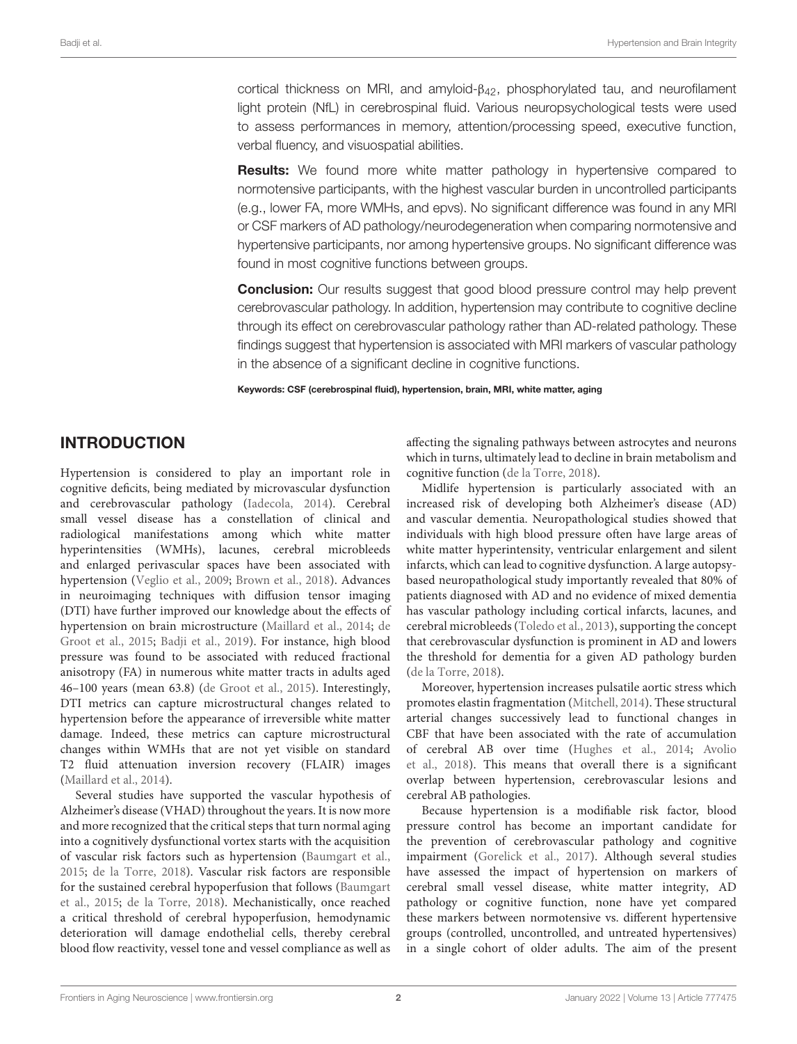cortical thickness on MRI, and amyloid-$\beta_{42}$, phosphorylated tau, and neurofilament light protein (NfL) in cerebrospinal fluid. Various neuropsychological tests were used to assess performances in memory, attention/processing speed, executive function, verbal fluency, and visuospatial abilities.

**Results:** We found more white matter pathology in hypertensive compared to normotensive participants, with the highest vascular burden in uncontrolled participants (e.g., lower FA, more WMHs, and epvs). No significant difference was found in any MRI or CSF markers of AD pathology/neurodegeneration when comparing normotensive and hypertensive participants, nor among hypertensive groups. No significant difference was found in most cognitive functions between groups.

**Conclusion:** Our results suggest that good blood pressure control may help prevent cerebrovascular pathology. In addition, hypertension may contribute to cognitive decline through its effect on cerebrovascular pathology rather than AD-related pathology. These findings suggest that hypertension is associated with MRI markers of vascular pathology in the absence of a significant decline in cognitive functions.

**Keywords: CSF (cerebrospinal fluid), hypertension, brain, MRI, white matter, aging**

## INTRODUCTION

Hypertension is considered to play an important role in cognitive deficits, being mediated by microvascular dysfunction and cerebrovascular pathology (Iadecola, 2014). Cerebral small vessel disease has a constellation of clinical and radiological manifestations among which white matter hyperintensities (WMHs), lacunes, cerebral microbleeds and enlarged perivascular spaces have been associated with hypertension (Veglio et al., 2009; Brown et al., 2018). Advances in neuroimaging techniques with diffusion tensor imaging (DTI) have further improved our knowledge about the effects of hypertension on brain microstructure (Maillard et al., 2014; de Groot et al., 2015; Badji et al., 2019). For instance, high blood pressure was found to be associated with reduced fractional anisotropy (FA) in numerous white matter tracts in adults aged 46–100 years (mean 63.8) (de Groot et al., 2015). Interestingly, DTI metrics can capture microstructural changes related to hypertension before the appearance of irreversible white matter damage. Indeed, these metrics can capture microstructural changes within WMHs that are not yet visible on standard T2 fluid attenuation inversion recovery (FLAIR) images (Maillard et al., 2014).

Several studies have supported the vascular hypothesis of Alzheimer's disease (VHAD) throughout the years. It is now more and more recognized that the critical steps that turn normal aging into a cognitively dysfunctional vortex starts with the acquisition of vascular risk factors such as hypertension (Baumgart et al., 2015; de la Torre, 2018). Vascular risk factors are responsible for the sustained cerebral hypoperfusion that follows (Baumgart et al., 2015; de la Torre, 2018). Mechanistically, once reached a critical threshold of cerebral hypoperfusion, hemodynamic deterioration will damage endothelial cells, thereby cerebral blood flow reactivity, vessel tone and vessel compliance as well as affecting the signaling pathways between astrocytes and neurons which in turns, ultimately lead to decline in brain metabolism and cognitive function (de la Torre, 2018).

Midlife hypertension is particularly associated with an increased risk of developing both Alzheimer's disease (AD) and vascular dementia. Neuropathological studies showed that individuals with high blood pressure often have large areas of white matter hyperintensity, ventricular enlargement and silent infarcts, which can lead to cognitive dysfunction. A large autopsy-based neuropathological study importantly revealed that 80% of patients diagnosed with AD and no evidence of mixed dementia has vascular pathology including cortical infarcts, lacunes, and cerebral microbleeds (Toledo et al., 2013), supporting the concept that cerebrovascular dysfunction is prominent in AD and lowers the threshold for dementia for a given AD pathology burden (de la Torre, 2018).

Moreover, hypertension increases pulsatile aortic stress which promotes elastin fragmentation (Mitchell, 2014). These structural arterial changes successively lead to functional changes in CBF that have been associated with the rate of accumulation of cerebral AB over time (Hughes et al., 2014; Avolio et al., 2018). This means that overall there is a significant overlap between hypertension, cerebrovascular lesions and cerebral AB pathologies.

Because hypertension is a modifiable risk factor, blood pressure control has become an important candidate for the prevention of cerebrovascular pathology and cognitive impairment (Gorelick et al., 2017). Although several studies have assessed the impact of hypertension on markers of cerebral small vessel disease, white matter integrity, AD pathology or cognitive function, none have yet compared these markers between normotensive vs. different hypertensive groups (controlled, uncontrolled, and untreated hypertensives) in a single cohort of older adults. The aim of the present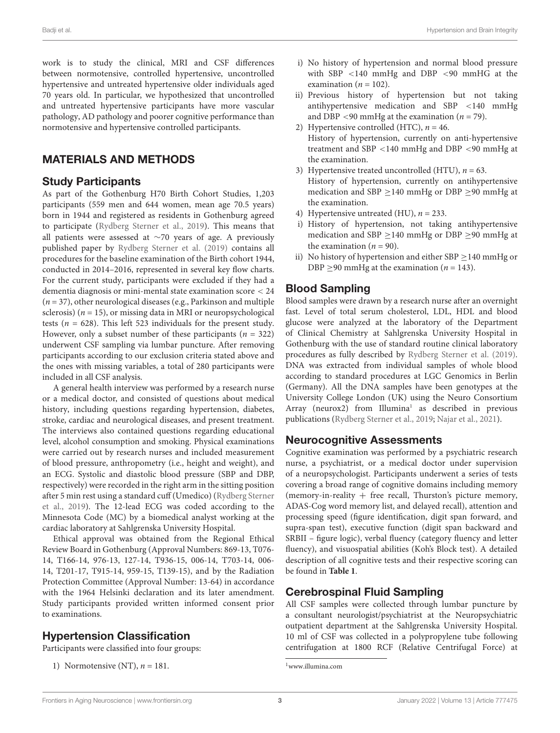work is to study the clinical, MRI and CSF differences between normotensive, controlled hypertensive, uncontrolled hypertensive and untreated hypertensive older individuals aged 70 years old. In particular, we hypothesized that uncontrolled and untreated hypertensive participants have more vascular pathology, AD pathology and poorer cognitive performance than normotensive and hypertensive controlled participants.

## MATERIALS AND METHODS

### Study Participants

As part of the Gothenburg H70 Birth Cohort Studies, 1,203 participants (559 men and 644 women, mean age 70.5 years) born in 1944 and registered as residents in Gothenburg agreed to participate (Rydberg Sterner et al., 2019). This means that all patients were assessed at ∼70 years of age. A previously published paper by Rydberg Sterner et al. (2019) contains all procedures for the baseline examination of the Birth cohort 1944, conducted in 2014–2016, represented in several key flow charts. For the current study, participants were excluded if they had a dementia diagnosis or mini-mental state examination score < 24 ($n = 37$), other neurological diseases (e.g., Parkinson and multiple sclerosis) ($n = 15$), or missing data in MRI or neuropsychological tests ($n = 628$). This left 523 individuals for the present study. However, only a subset number of these participants ($n = 322$) underwent CSF sampling via lumbar puncture. After removing participants according to our exclusion criteria stated above and the ones with missing variables, a total of 280 participants were included in all CSF analysis.

A general health interview was performed by a research nurse or a medical doctor, and consisted of questions about medical history, including questions regarding hypertension, diabetes, stroke, cardiac and neurological diseases, and present treatment. The interviews also contained questions regarding educational level, alcohol consumption and smoking. Physical examinations were carried out by research nurses and included measurement of blood pressure, anthropometry (i.e., height and weight), and an ECG. Systolic and diastolic blood pressure (SBP and DBP, respectively) were recorded in the right arm in the sitting position after 5 min rest using a standard cuff (Umedico) (Rydberg Sterner et al., 2019). The 12-lead ECG was coded according to the Minnesota Code (MC) by a biomedical analyst working at the cardiac laboratory at Sahlgrenska University Hospital.

Ethical approval was obtained from the Regional Ethical Review Board in Gothenburg (Approval Numbers: 869-13, T076-14, T166-14, 976-13, 127-14, T936-15, 006-14, T703-14, 006-14, T201-17, T915-14, 959-15, T139-15), and by the Radiation Protection Committee (Approval Number: 13-64) in accordance with the 1964 Helsinki declaration and its later amendment. Study participants provided written informed consent prior to examinations.

### Hypertension Classification

Participants were classified into four groups:

1) Normotensive (NT), $n = 181$.
  i) No history of hypertension and normal blood pressure with SBP <140 mmHg and DBP <90 mmHG at the examination ($n = 102$).
  ii) Previous history of hypertension but not taking antihypertensive medication and SBP <140 mmHg and DBP <90 mmHg at the examination ($n = 79$).
2) Hypertensive controlled (HTC), $n = 46$.
   History of hypertension, currently on anti-hypertensive treatment and SBP <140 mmHg and DBP <90 mmHg at the examination.
3) Hypertensive treated uncontrolled (HTU), $n = 63$.
   History of hypertension, currently on antihypertensive medication and SBP ≥140 mmHg or DBP ≥90 mmHg at the examination.
4) Hypertensive untreated (HU), $n = 233$.
  i) History of hypertension, not taking antihypertensive medication and SBP ≥140 mmHg or DBP ≥90 mmHg at the examination ($n = 90$).
  ii) No history of hypertension and either SBP ≥140 mmHg or DBP ≥90 mmHg at the examination ($n = 143$).

### Blood Sampling

Blood samples were drawn by a research nurse after an overnight fast. Level of total serum cholesterol, LDL, HDL and blood glucose were analyzed at the laboratory of the Department of Clinical Chemistry at Sahlgrenska University Hospital in Gothenburg with the use of standard routine clinical laboratory procedures as fully described by Rydberg Sterner et al. (2019). DNA was extracted from individual samples of whole blood according to standard procedures at LGC Genomics in Berlin (Germany). All the DNA samples have been genotypes at the University College London (UK) using the Neuro Consortium Array (neurox2) from Illumina[1] as described in previous publications (Rydberg Sterner et al., 2019; Najar et al., 2021).

### Neurocognitive Assessments

Cognitive examination was performed by a psychiatric research nurse, a psychiatrist, or a medical doctor under supervision of a neuropsychologist. Participants underwent a series of tests covering a broad range of cognitive domains including memory (memory-in-reality + free recall, Thurston's picture memory, ADAS-Cog word memory list, and delayed recall), attention and processing speed (figure identification, digit span forward, and supra-span test), executive function (digit span backward and SRBII – figure logic), verbal fluency (category fluency and letter fluency), and visuospatial abilities (Koh's Block test). A detailed description of all cognitive tests and their respective scoring can be found in **Table 1**.

### Cerebrospinal Fluid Sampling

All CSF samples were collected through lumbar puncture by a consultant neurologist/psychiatrist at the Neuropsychiatric outpatient department at the Sahlgrenska University Hospital. 10 ml of CSF was collected in a polypropylene tube following centrifugation at 1800 RCF (Relative Centrifugal Force) at

[1] www.illumina.com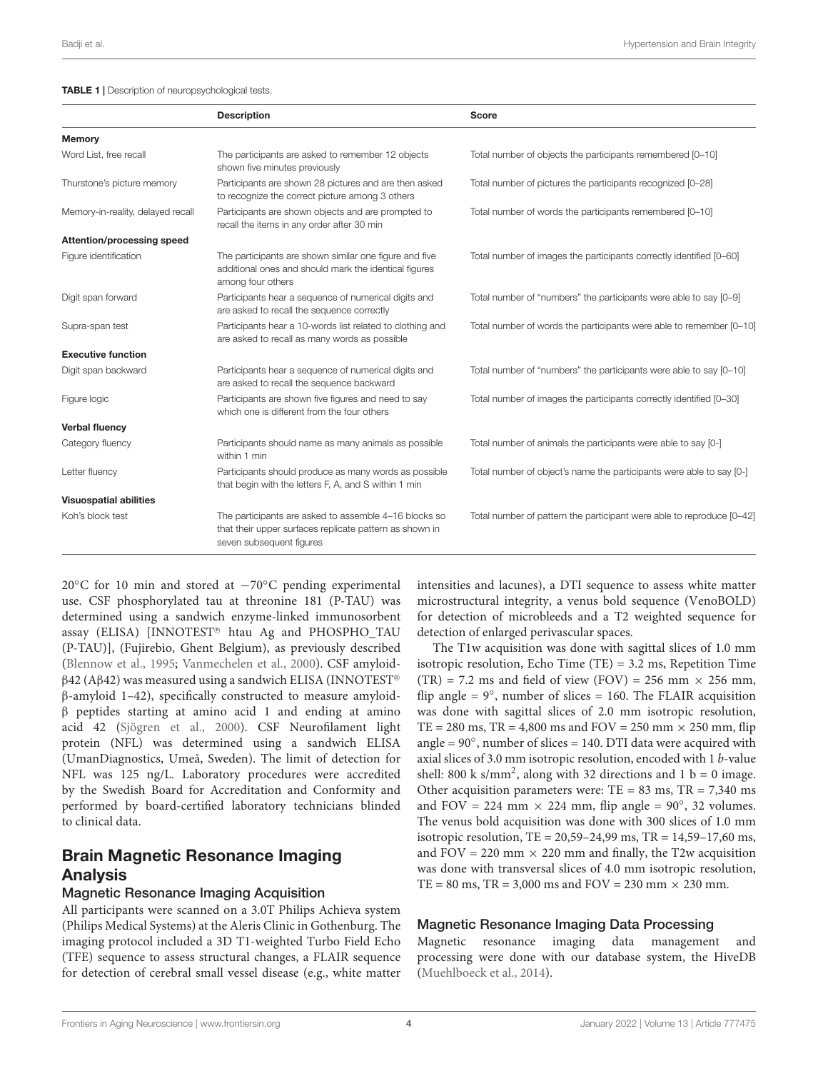**TABLE 1 |** Description of neuropsychological tests.

| | Description | Score |
|---|---|---|
| **Memory** | | |
| Word List, free recall | The participants are asked to remember 12 objects shown five minutes previously | Total number of objects the participants remembered [0–10] |
| Thurstone's picture memory | Participants are shown 28 pictures and are then asked to recognize the correct picture among 3 others | Total number of pictures the participants recognized [0–28] |
| Memory-in-reality, delayed recall | Participants are shown objects and are prompted to recall the items in any order after 30 min | Total number of words the participants remembered [0–10] |
| **Attention/processing speed** | | |
| Figure identification | The participants are shown similar one figure and five additional ones and should mark the identical figures among four others | Total number of images the participants correctly identified [0–60] |
| Digit span forward | Participants hear a sequence of numerical digits and are asked to recall the sequence correctly | Total number of "numbers" the participants were able to say [0–9] |
| Supra-span test | Participants hear a 10-words list related to clothing and are asked to recall as many words as possible | Total number of words the participants were able to remember [0–10] |
| **Executive function** | | |
| Digit span backward | Participants hear a sequence of numerical digits and are asked to recall the sequence backward | Total number of "numbers" the participants were able to say [0–10] |
| Figure logic | Participants are shown five figures and need to say which one is different from the four others | Total number of images the participants correctly identified [0–30] |
| **Verbal fluency** | | |
| Category fluency | Participants should name as many animals as possible within 1 min | Total number of animals the participants were able to say [0-] |
| Letter fluency | Participants should produce as many words as possible that begin with the letters F, A, and S within 1 min | Total number of object's name the participants were able to say [0-] |
| **Visuospatial abilities** | | |
| Koh's block test | The participants are asked to assemble 4–16 blocks so that their upper surfaces replicate pattern as shown in seven subsequent figures | Total number of pattern the participant were able to reproduce [0–42] |

20°C for 10 min and stored at −70°C pending experimental use. CSF phosphorylated tau at threonine 181 (P-TAU) was determined using a sandwich enzyme-linked immunosorbent assay (ELISA) [INNOTEST® htau Ag and PHOSPHO_TAU (P-TAU)], (Fujirebio, Ghent Belgium), as previously described (Blennow et al., 1995; Vanmechelen et al., 2000). CSF amyloid-β42 (Aβ42) was measured using a sandwich ELISA (INNOTEST® β-amyloid 1–42), specifically constructed to measure amyloid-β peptides starting at amino acid 1 and ending at amino acid 42 (Sjögren et al., 2000). CSF Neurofilament light protein (NFL) was determined using a sandwich ELISA (UmanDiagnostics, Umeå, Sweden). The limit of detection for NFL was 125 ng/L. Laboratory procedures were accredited by the Swedish Board for Accreditation and Conformity and performed by board-certified laboratory technicians blinded to clinical data.

## Brain Magnetic Resonance Imaging Analysis

### Magnetic Resonance Imaging Acquisition

All participants were scanned on a 3.0T Philips Achieva system (Philips Medical Systems) at the Aleris Clinic in Gothenburg. The imaging protocol included a 3D T1-weighted Turbo Field Echo (TFE) sequence to assess structural changes, a FLAIR sequence for detection of cerebral small vessel disease (e.g., white matter intensities and lacunes), a DTI sequence to assess white matter microstructural integrity, a venus bold sequence (VenoBOLD) for detection of microbleeds and a T2 weighted sequence for detection of enlarged perivascular spaces.

The T1w acquisition was done with sagittal slices of 1.0 mm isotropic resolution, Echo Time (TE) = 3.2 ms, Repetition Time (TR) = 7.2 ms and field of view (FOV) = 256 mm × 256 mm, flip angle = 9°, number of slices = 160. The FLAIR acquisition was done with sagittal slices of 2.0 mm isotropic resolution, TE = 280 ms, TR = 4,800 ms and FOV = 250 mm × 250 mm, flip angle = 90°, number of slices = 140. DTI data were acquired with axial slices of 3.0 mm isotropic resolution, encoded with 1 *b*-value shell: 800 k s/mm$^2$, along with 32 directions and 1 b = 0 image. Other acquisition parameters were: TE = 83 ms, TR = 7,340 ms and FOV = 224 mm × 224 mm, flip angle = 90°, 32 volumes. The venus bold acquisition was done with 300 slices of 1.0 mm isotropic resolution, TE = 20,59–24,99 ms, TR = 14,59–17,60 ms, and FOV = 220 mm × 220 mm and finally, the T2w acquisition was done with transversal slices of 4.0 mm isotropic resolution, TE = 80 ms, TR = 3,000 ms and FOV = 230 mm × 230 mm.

### Magnetic Resonance Imaging Data Processing

Magnetic resonance imaging data management and processing were done with our database system, the HiveDB (Muehlboeck et al., 2014).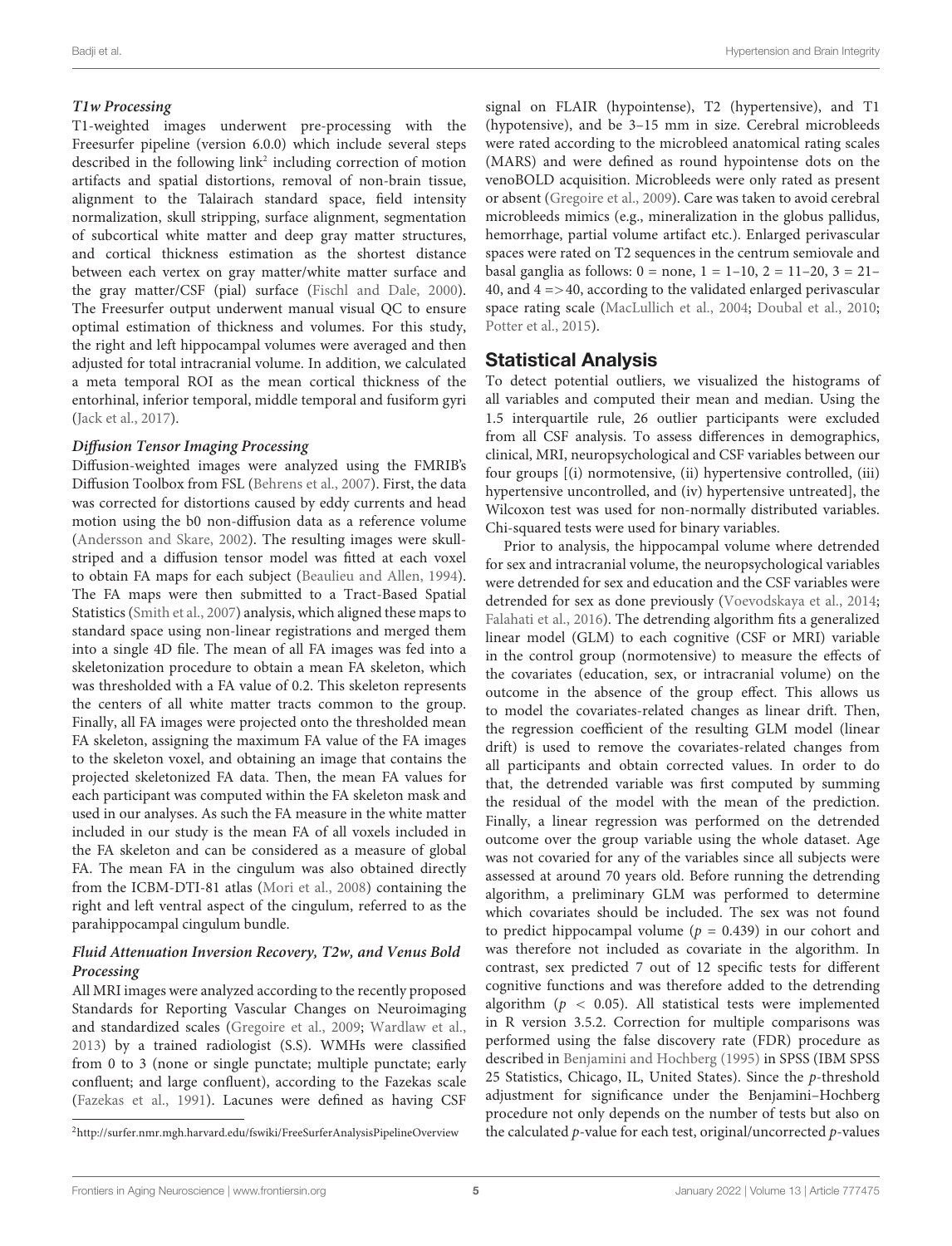#### T1w Processing

T1-weighted images underwent pre-processing with the Freesurfer pipeline (version 6.0.0) which include several steps described in the following link[2] including correction of motion artifacts and spatial distortions, removal of non-brain tissue, alignment to the Talairach standard space, field intensity normalization, skull stripping, surface alignment, segmentation of subcortical white matter and deep gray matter structures, and cortical thickness estimation as the shortest distance between each vertex on gray matter/white matter surface and the gray matter/CSF (pial) surface (Fischl and Dale, 2000). The Freesurfer output underwent manual visual QC to ensure optimal estimation of thickness and volumes. For this study, the right and left hippocampal volumes were averaged and then adjusted for total intracranial volume. In addition, we calculated a meta temporal ROI as the mean cortical thickness of the entorhinal, inferior temporal, middle temporal and fusiform gyri (Jack et al., 2017).

#### Diffusion Tensor Imaging Processing

Diffusion-weighted images were analyzed using the FMRIB's Diffusion Toolbox from FSL (Behrens et al., 2007). First, the data was corrected for distortions caused by eddy currents and head motion using the b0 non-diffusion data as a reference volume (Andersson and Skare, 2002). The resulting images were skull-striped and a diffusion tensor model was fitted at each voxel to obtain FA maps for each subject (Beaulieu and Allen, 1994). The FA maps were then submitted to a Tract-Based Spatial Statistics (Smith et al., 2007) analysis, which aligned these maps to standard space using non-linear registrations and merged them into a single 4D file. The mean of all FA images was fed into a skeletonization procedure to obtain a mean FA skeleton, which was thresholded with a FA value of 0.2. This skeleton represents the centers of all white matter tracts common to the group. Finally, all FA images were projected onto the thresholded mean FA skeleton, assigning the maximum FA value of the FA images to the skeleton voxel, and obtaining an image that contains the projected skeletonized FA data. Then, the mean FA values for each participant was computed within the FA skeleton mask and used in our analyses. As such the FA measure in the white matter included in our study is the mean FA of all voxels included in the FA skeleton and can be considered as a measure of global FA. The mean FA in the cingulum was also obtained directly from the ICBM-DTI-81 atlas (Mori et al., 2008) containing the right and left ventral aspect of the cingulum, referred to as the parahippocampal cingulum bundle.

#### Fluid Attenuation Inversion Recovery, T2w, and Venus Bold Processing

All MRI images were analyzed according to the recently proposed Standards for Reporting Vascular Changes on Neuroimaging and standardized scales (Gregoire et al., 2009; Wardlaw et al., 2013) by a trained radiologist (S.S). WMHs were classified from 0 to 3 (none or single punctate; multiple punctate; early confluent; and large confluent), according to the Fazekas scale (Fazekas et al., 1991). Lacunes were defined as having CSF signal on FLAIR (hypointense), T2 (hypertensive), and T1 (hypotensive), and be 3–15 mm in size. Cerebral microbleeds were rated according to the microbleed anatomical rating scales (MARS) and were defined as round hypointense dots on the venoBOLD acquisition. Microbleeds were only rated as present or absent (Gregoire et al., 2009). Care was taken to avoid cerebral microbleeds mimics (e.g., mineralization in the globus pallidus, hemorrhage, partial volume artifact etc.). Enlarged perivascular spaces were rated on T2 sequences in the centrum semiovale and basal ganglia as follows: 0 = none, 1 = 1–10, 2 = 11–20, 3 = 21–40, and 4 => 40, according to the validated enlarged perivascular space rating scale (MacLullich et al., 2004; Doubal et al., 2010; Potter et al., 2015).

[2] http://surfer.nmr.mgh.harvard.edu/fswiki/FreeSurferAnalysisPipelineOverview

## Statistical Analysis

To detect potential outliers, we visualized the histograms of all variables and computed their mean and median. Using the 1.5 interquartile rule, 26 outlier participants were excluded from all CSF analysis. To assess differences in demographics, clinical, MRI, neuropsychological and CSF variables between our four groups [(i) normotensive, (ii) hypertensive controlled, (iii) hypertensive uncontrolled, and (iv) hypertensive untreated], the Wilcoxon test was used for non-normally distributed variables. Chi-squared tests were used for binary variables.

Prior to analysis, the hippocampal volume where detrended for sex and intracranial volume, the neuropsychological variables were detrended for sex and education and the CSF variables were detrended for sex as done previously (Voevodskaya et al., 2014; Falahati et al., 2016). The detrending algorithm fits a generalized linear model (GLM) to each cognitive (CSF or MRI) variable in the control group (normotensive) to measure the effects of the covariates (education, sex, or intracranial volume) on the outcome in the absence of the group effect. This allows us to model the covariates-related changes as linear drift. Then, the regression coefficient of the resulting GLM model (linear drift) is used to remove the covariates-related changes from all participants and obtain corrected values. In order to do that, the detrended variable was first computed by summing the residual of the model with the mean of the prediction. Finally, a linear regression was performed on the detrended outcome over the group variable using the whole dataset. Age was not covaried for any of the variables since all subjects were assessed at around 70 years old. Before running the detrending algorithm, a preliminary GLM was performed to determine which covariates should be included. The sex was not found to predict hippocampal volume ($p$ = 0.439) in our cohort and was therefore not included as covariate in the algorithm. In contrast, sex predicted 7 out of 12 specific tests for different cognitive functions and was therefore added to the detrending algorithm ($p < 0.05$). All statistical tests were implemented in R version 3.5.2. Correction for multiple comparisons was performed using the false discovery rate (FDR) procedure as described in Benjamini and Hochberg (1995) in SPSS (IBM SPSS 25 Statistics, Chicago, IL, United States). Since the $p$-threshold adjustment for significance under the Benjamini–Hochberg procedure not only depends on the number of tests but also on the calculated $p$-value for each test, original/uncorrected $p$-values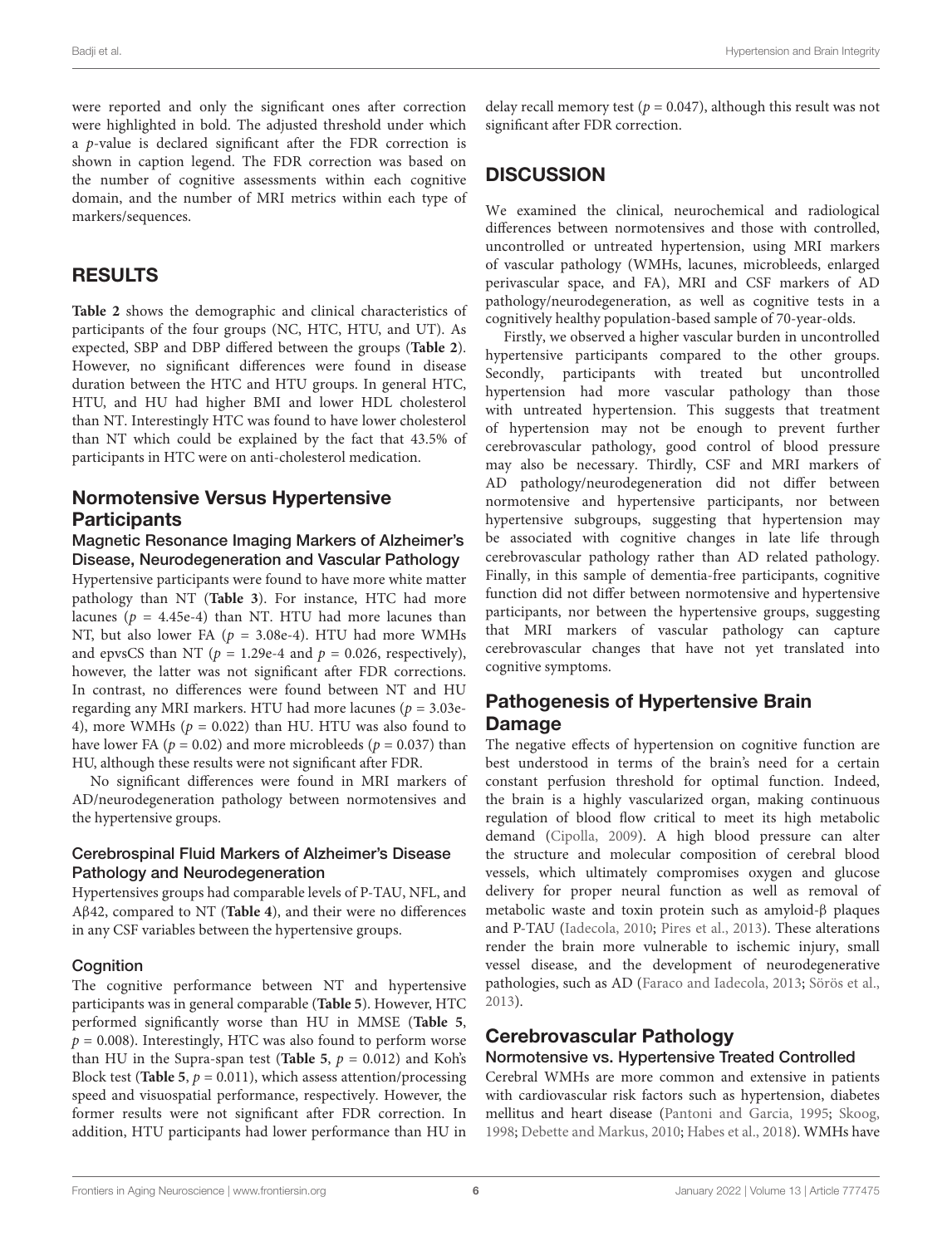were reported and only the significant ones after correction were highlighted in bold. The adjusted threshold under which a $p$-value is declared significant after the FDR correction is shown in caption legend. The FDR correction was based on the number of cognitive assessments within each cognitive domain, and the number of MRI metrics within each type of markers/sequences.

## RESULTS

**Table 2** shows the demographic and clinical characteristics of participants of the four groups (NC, HTC, HTU, and UT). As expected, SBP and DBP differed between the groups (**Table 2**). However, no significant differences were found in disease duration between the HTC and HTU groups. In general HTC, HTU, and HU had higher BMI and lower HDL cholesterol than NT. Interestingly HTC was found to have lower cholesterol than NT which could be explained by the fact that 43.5% of participants in HTC were on anti-cholesterol medication.

### Normotensive Versus Hypertensive Participants

#### Magnetic Resonance Imaging Markers of Alzheimer's Disease, Neurodegeneration and Vascular Pathology

Hypertensive participants were found to have more white matter pathology than NT (**Table 3**). For instance, HTC had more lacunes ($p$ = 4.45e-4) than NT. HTU had more lacunes than NT, but also lower FA ($p$ = 3.08e-4). HTU had more WMHs and epvsCS than NT ($p$ = 1.29e-4 and $p$ = 0.026, respectively), however, the latter was not significant after FDR corrections. In contrast, no differences were found between NT and HU regarding any MRI markers. HTU had more lacunes ($p$ = 3.03e-4), more WMHs ($p$ = 0.022) than HU. HTU was also found to have lower FA ($p$ = 0.02) and more microbleeds ($p$ = 0.037) than HU, although these results were not significant after FDR.

No significant differences were found in MRI markers of AD/neurodegeneration pathology between normotensives and the hypertensive groups.

#### Cerebrospinal Fluid Markers of Alzheimer's Disease Pathology and Neurodegeneration

Hypertensives groups had comparable levels of P-TAU, NFL, and Aβ42, compared to NT (**Table 4**), and their were no differences in any CSF variables between the hypertensive groups.

#### Cognition

The cognitive performance between NT and hypertensive participants was in general comparable (**Table 5**). However, HTC performed significantly worse than HU in MMSE (**Table 5**, $p$ = 0.008). Interestingly, HTC was also found to perform worse than HU in the Supra-span test (**Table 5**, $p$ = 0.012) and Koh's Block test (**Table 5**, $p$ = 0.011), which assess attention/processing speed and visuospatial performance, respectively. However, the former results were not significant after FDR correction. In addition, HTU participants had lower performance than HU in delay recall memory test ($p$ = 0.047), although this result was not significant after FDR correction.

## DISCUSSION

We examined the clinical, neurochemical and radiological differences between normotensives and those with controlled, uncontrolled or untreated hypertension, using MRI markers of vascular pathology (WMHs, lacunes, microbleeds, enlarged perivascular space, and FA), MRI and CSF markers of AD pathology/neurodegeneration, as well as cognitive tests in a cognitively healthy population-based sample of 70-year-olds.

Firstly, we observed a higher vascular burden in uncontrolled hypertensive participants compared to the other groups. Secondly, participants with treated but uncontrolled hypertension had more vascular pathology than those with untreated hypertension. This suggests that treatment of hypertension may not be enough to prevent further cerebrovascular pathology, good control of blood pressure may also be necessary. Thirdly, CSF and MRI markers of AD pathology/neurodegeneration did not differ between normotensive and hypertensive participants, nor between hypertensive subgroups, suggesting that hypertension may be associated with cognitive changes in late life through cerebrovascular pathology rather than AD related pathology. Finally, in this sample of dementia-free participants, cognitive function did not differ between normotensive and hypertensive participants, nor between the hypertensive groups, suggesting that MRI markers of vascular pathology can capture cerebrovascular changes that have not yet translated into cognitive symptoms.

### Pathogenesis of Hypertensive Brain Damage

The negative effects of hypertension on cognitive function are best understood in terms of the brain's need for a certain constant perfusion threshold for optimal function. Indeed, the brain is a highly vascularized organ, making continuous regulation of blood flow critical to meet its high metabolic demand (Cipolla, 2009). A high blood pressure can alter the structure and molecular composition of cerebral blood vessels, which ultimately compromises oxygen and glucose delivery for proper neural function as well as removal of metabolic waste and toxin protein such as amyloid-β plaques and P-TAU (Iadecola, 2010; Pires et al., 2013). These alterations render the brain more vulnerable to ischemic injury, small vessel disease, and the development of neurodegenerative pathologies, such as AD (Faraco and Iadecola, 2013; Sörös et al., 2013).

### Cerebrovascular Pathology

#### Normotensive vs. Hypertensive Treated Controlled

Cerebral WMHs are more common and extensive in patients with cardiovascular risk factors such as hypertension, diabetes mellitus and heart disease (Pantoni and Garcia, 1995; Skoog, 1998; Debette and Markus, 2010; Habes et al., 2018). WMHs have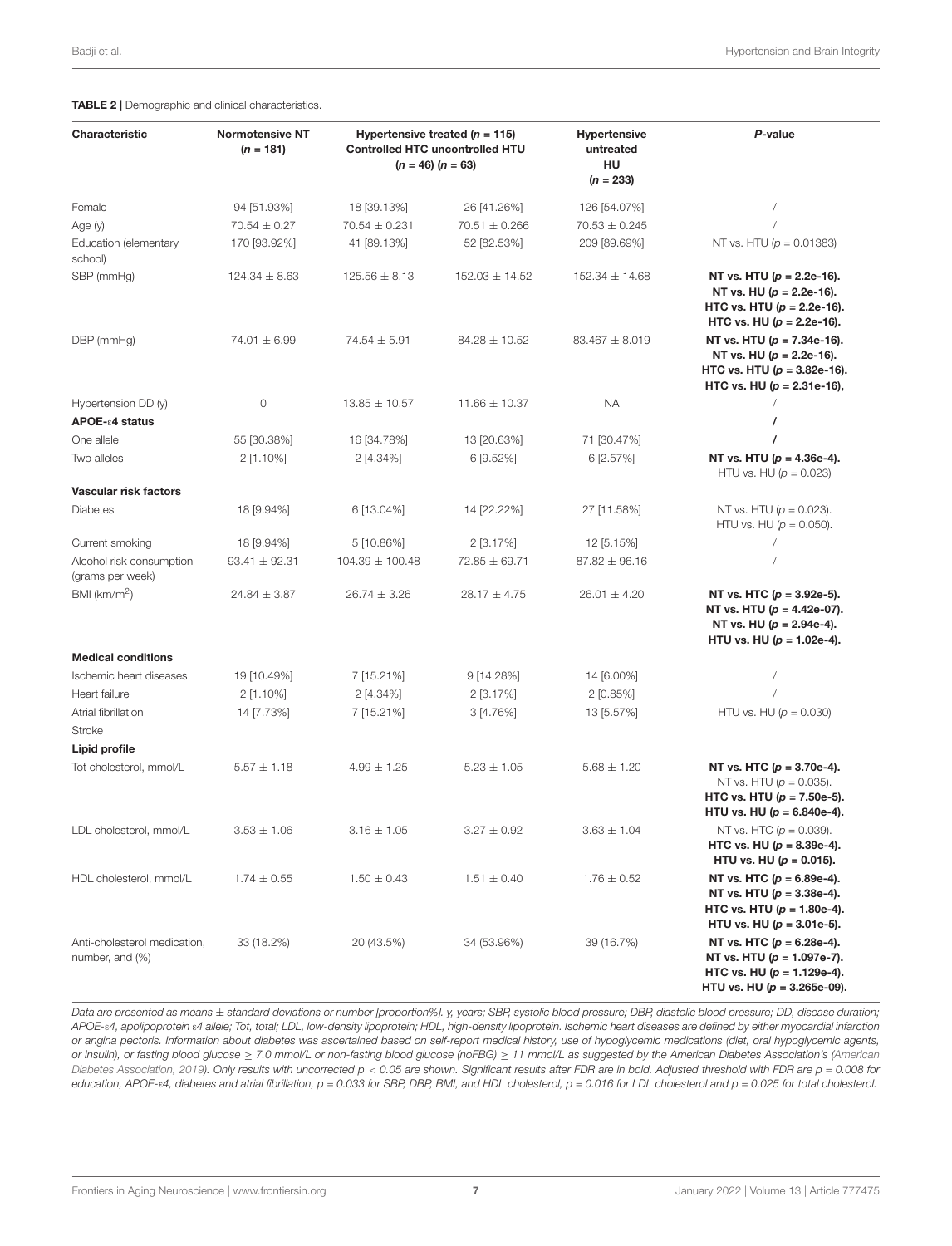**TABLE 2 |** Demographic and clinical characteristics.

| Characteristic | Normotensive NT ($n$ = 181) | Hypertensive treated ($n$ = 115) Controlled HTC ($n$ = 46) | uncontrolled HTU ($n$ = 63) | Hypertensive untreated HU ($n$ = 233) | *P*-value |
|---|---|---|---|---|---|
| Female | 94 [51.93%] | 18 [39.13%] | 26 [41.26%] | 126 [54.07%] | / |
| Age (y) | 70.54 ± 0.27 | 70.54 ± 0.231 | 70.51 ± 0.266 | 70.53 ± 0.245 | / |
| Education (elementary school) | 170 [93.92%] | 41 [89.13%] | 52 [82.53%] | 209 [89.69%] | NT vs. HTU ($p$ = 0.01383) |
| SBP (mmHg) | 124.34 ± 8.63 | 125.56 ± 8.13 | 152.03 ± 14.52 | 152.34 ± 14.68 | **NT vs. HTU ($p$ = 2.2e-16). NT vs. HU ($p$ = 2.2e-16). HTC vs. HTU ($p$ = 2.2e-16). HTC vs. HU ($p$ = 2.2e-16).** |
| DBP (mmHg) | 74.01 ± 6.99 | 74.54 ± 5.91 | 84.28 ± 10.52 | 83.467 ± 8.019 | **NT vs. HTU ($p$ = 7.34e-16). NT vs. HU ($p$ = 2.2e-16). HTC vs. HTU ($p$ = 3.82e-16). HTC vs. HU ($p$ = 2.31e-16),** |
| Hypertension DD (y) | 0 | 13.85 ± 10.57 | 11.66 ± 10.37 | NA | / |
| **APOE-ε4 status** | | | | | / |
| One allele | 55 [30.38%] | 16 [34.78%] | 13 [20.63%] | 71 [30.47%] | / |
| Two alleles | 2 [1.10%] | 2 [4.34%] | 6 [9.52%] | 6 [2.57%] | **NT vs. HTU ($p$ = 4.36e-4).** HTU vs. HU ($p$ = 0.023) |
| **Vascular risk factors** | | | | | |
| Diabetes | 18 [9.94%] | 6 [13.04%] | 14 [22.22%] | 27 [11.58%] | NT vs. HTU ($p$ = 0.023). HTU vs. HU ($p$ = 0.050). |
| Current smoking | 18 [9.94%] | 5 [10.86%] | 2 [3.17%] | 12 [5.15%] | / |
| Alcohol risk consumption (grams per week) | 93.41 ± 92.31 | 104.39 ± 100.48 | 72.85 ± 69.71 | 87.82 ± 96.16 | / |
| BMI (km/m$^2$) | 24.84 ± 3.87 | 26.74 ± 3.26 | 28.17 ± 4.75 | 26.01 ± 4.20 | **NT vs. HTC ($p$ = 3.92e-5). NT vs. HTU ($p$ = 4.42e-07). NT vs. HU ($p$ = 2.94e-4). HTU vs. HU ($p$ = 1.02e-4).** |
| **Medical conditions** | | | | | |
| Ischemic heart diseases | 19 [10.49%] | 7 [15.21%] | 9 [14.28%] | 14 [6.00%] | / |
| Heart failure | 2 [1.10%] | 2 [4.34%] | 2 [3.17%] | 2 [0.85%] | / |
| Atrial fibrillation | 14 [7.73%] | 7 [15.21%] | 3 [4.76%] | 13 [5.57%] | HTU vs. HU ($p$ = 0.030) |
| Stroke | | | | | |
| **Lipid profile** | | | | | |
| Tot cholesterol, mmol/L | 5.57 ± 1.18 | 4.99 ± 1.25 | 5.23 ± 1.05 | 5.68 ± 1.20 | **NT vs. HTC ($p$ = 3.70e-4).** NT vs. HTU ($p$ = 0.035). **HTC vs. HTU ($p$ = 7.50e-5). HTU vs. HU ($p$ = 6.840e-4).** |
| LDL cholesterol, mmol/L | 3.53 ± 1.06 | 3.16 ± 1.05 | 3.27 ± 0.92 | 3.63 ± 1.04 | NT vs. HTC ($p$ = 0.039). **HTC vs. HU ($p$ = 8.39e-4). HTU vs. HU ($p$ = 0.015).** |
| HDL cholesterol, mmol/L | 1.74 ± 0.55 | 1.50 ± 0.43 | 1.51 ± 0.40 | 1.76 ± 0.52 | **NT vs. HTC ($p$ = 6.89e-4). NT vs. HTU ($p$ = 3.38e-4). HTC vs. HTU ($p$ = 1.80e-4). HTU vs. HU ($p$ = 3.01e-5).** |
| Anti-cholesterol medication, number, and (%) | 33 (18.2%) | 20 (43.5%) | 34 (53.96%) | 39 (16.7%) | **NT vs. HTC ($p$ = 6.28e-4). NT vs. HTU ($p$ = 1.097e-7). HTC vs. HU ($p$ = 1.129e-4). HTU vs. HU ($p$ = 3.265e-09).** |

*Data are presented as means ± standard deviations or number [proportion%]. y, years; SBP, systolic blood pressure; DBP, diastolic blood pressure; DD, disease duration; APOE-ε4, apolipoprotein ε4 allele; Tot, total; LDL, low-density lipoprotein; HDL, high-density lipoprotein. Ischemic heart diseases are defined by either myocardial infarction or angina pectoris. Information about diabetes was ascertained based on self-report medical history, use of hypoglycemic medications (diet, oral hypoglycemic agents, or insulin), or fasting blood glucose ≥ 7.0 mmol/L or non-fasting blood glucose (noFBG) ≥ 11 mmol/L as suggested by the American Diabetes Association's (American Diabetes Association, 2019). Only results with uncorrected $p$ < 0.05 are shown. Significant results after FDR are in bold. Adjusted threshold with FDR are $p$ = 0.008 for education, APOE-ε4, diabetes and atrial fibrillation, $p$ = 0.033 for SBP, DBP, BMI, and HDL cholesterol, $p$ = 0.016 for LDL cholesterol and $p$ = 0.025 for total cholesterol.*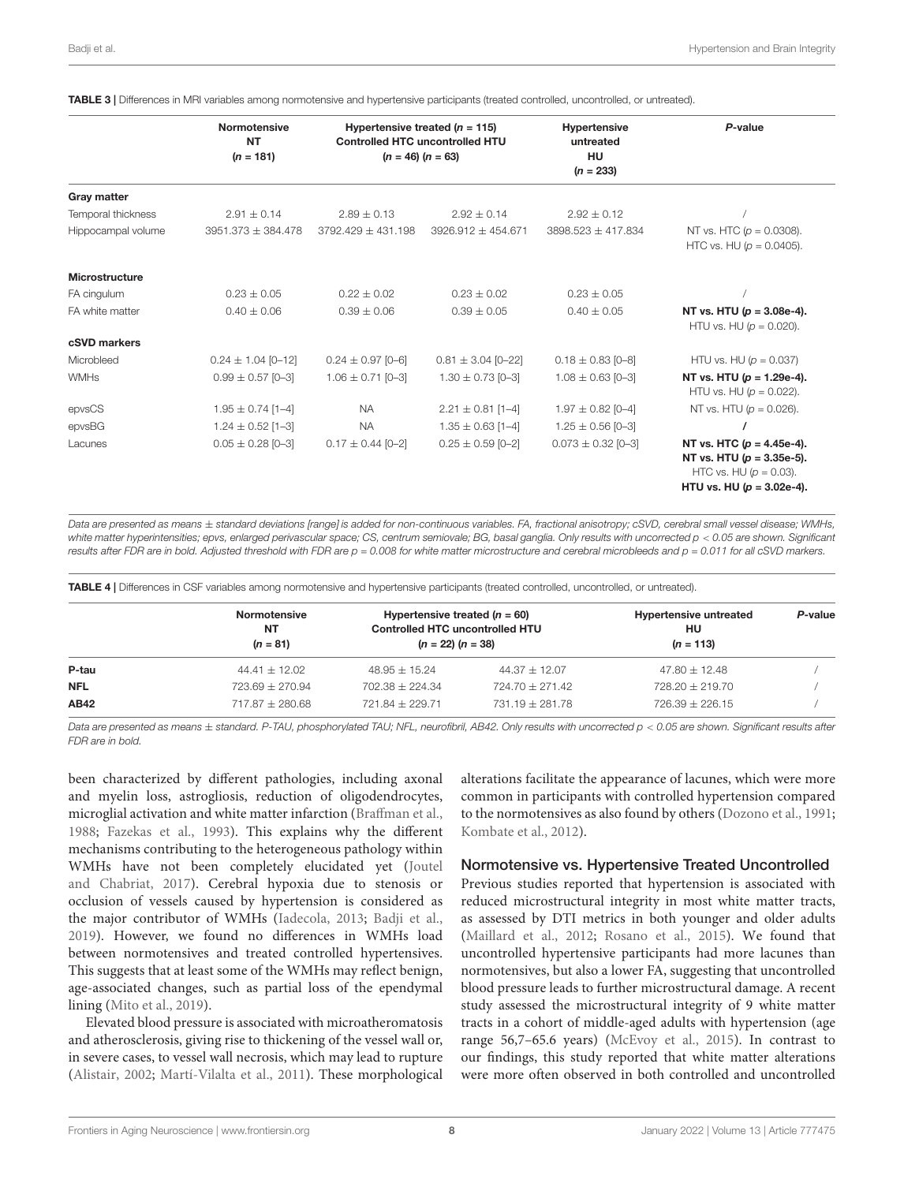**TABLE 3 |** Differences in MRI variables among normotensive and hypertensive participants (treated controlled, uncontrolled, or untreated).

| | Normotensive NT (n = 181) | Hypertensive treated (n = 115) Controlled HTC (n = 46) | Uncontrolled HTU (n = 63) | Hypertensive untreated HU (n = 233) | P-value |
|---|---|---|---|---|---|
| **Gray matter** | | | | | |
| Temporal thickness | 2.91 ± 0.14 | 2.89 ± 0.13 | 2.92 ± 0.14 | 2.92 ± 0.12 | / |
| Hippocampal volume | 3951.373 ± 384.478 | 3792.429 ± 431.198 | 3926.912 ± 454.671 | 3898.523 ± 417.834 | NT vs. HTC (p = 0.0308). HTC vs. HU (p = 0.0405). |
| **Microstructure** | | | | | |
| FA cingulum | 0.23 ± 0.05 | 0.22 ± 0.02 | 0.23 ± 0.02 | 0.23 ± 0.05 | / |
| FA white matter | 0.40 ± 0.06 | 0.39 ± 0.06 | 0.39 ± 0.05 | 0.40 ± 0.05 | **NT vs. HTU (p = 3.08e-4).** HTU vs. HU (p = 0.020). |
| **cSVD markers** | | | | | |
| Microbleed | 0.24 ± 1.04 [0–12] | 0.24 ± 0.97 [0–6] | 0.81 ± 3.04 [0–22] | 0.18 ± 0.83 [0–8] | HTU vs. HU (p = 0.037) |
| WMHs | 0.99 ± 0.57 [0–3] | 1.06 ± 0.71 [0–3] | 1.30 ± 0.73 [0–3] | 1.08 ± 0.63 [0–3] | **NT vs. HTU (p = 1.29e-4).** HTU vs. HU (p = 0.022). |
| epvsCS | 1.95 ± 0.74 [1–4] | NA | 2.21 ± 0.81 [1–4] | 1.97 ± 0.82 [0–4] | NT vs. HTU (p = 0.026). |
| epvsBG | 1.24 ± 0.52 [1–3] | NA | 1.35 ± 0.63 [1–4] | 1.25 ± 0.56 [0–3] | / |
| Lacunes | 0.05 ± 0.28 [0–3] | 0.17 ± 0.44 [0–2] | 0.25 ± 0.59 [0–2] | 0.073 ± 0.32 [0–3] | **NT vs. HTC (p = 4.45e-4).** **NT vs. HTU (p = 3.35e-5).** HTC vs. HU (p = 0.03). **HTU vs. HU (p = 3.02e-4).** |

*Data are presented as means ± standard deviations [range] is added for non-continuous variables. FA, fractional anisotropy; cSVD, cerebral small vessel disease; WMHs, white matter hyperintensities; epvs, enlarged perivascular space; CS, centrum semiovale; BG, basal ganglia. Only results with uncorrected p < 0.05 are shown. Significant results after FDR are in bold. Adjusted threshold with FDR are p = 0.008 for white matter microstructure and cerebral microbleeds and p = 0.011 for all cSVD markers.*

**TABLE 4 |** Differences in CSF variables among normotensive and hypertensive participants (treated controlled, uncontrolled, or untreated).

| | Normotensive NT (n = 81) | Hypertensive treated (n = 60) Controlled HTC (n = 22) | Uncontrolled HTU (n = 38) | Hypertensive untreated HU (n = 113) | P-value |
|---|---|---|---|---|---|
| **P-tau** | 44.41 ± 12.02 | 48.95 ± 15.24 | 44.37 ± 12.07 | 47.80 ± 12.48 | / |
| **NFL** | 723.69 ± 270.94 | 702.38 ± 224.34 | 724.70 ± 271.42 | 728.20 ± 219.70 | / |
| **AB42** | 717.87 ± 280.68 | 721.84 ± 229.71 | 731.19 ± 281.78 | 726.39 ± 226.15 | / |

*Data are presented as means ± standard. P-TAU, phosphorylated TAU; NFL, neurofibril, AB42. Only results with uncorrected p < 0.05 are shown. Significant results after FDR are in bold.*

been characterized by different pathologies, including axonal and myelin loss, astrogliosis, reduction of oligodendrocytes, microglial activation and white matter infarction (Braffman et al., 1988; Fazekas et al., 1993). This explains why the different mechanisms contributing to the heterogeneous pathology within WMHs have not been completely elucidated yet (Joutel and Chabriat, 2017). Cerebral hypoxia due to stenosis or occlusion of vessels caused by hypertension is considered as the major contributor of WMHs (Iadecola, 2013; Badji et al., 2019). However, we found no differences in WMHs load between normotensives and treated controlled hypertensives. This suggests that at least some of the WMHs may reflect benign, age-associated changes, such as partial loss of the ependymal lining (Mito et al., 2019).

Elevated blood pressure is associated with microatheromatosis and atherosclerosis, giving rise to thickening of the vessel wall or, in severe cases, to vessel wall necrosis, which may lead to rupture (Alistair, 2002; Martí-Vilalta et al., 2011). These morphological alterations facilitate the appearance of lacunes, which were more common in participants with controlled hypertension compared to the normotensives as also found by others (Dozono et al., 1991; Kombate et al., 2012).

## Normotensive vs. Hypertensive Treated Uncontrolled

Previous studies reported that hypertension is associated with reduced microstructural integrity in most white matter tracts, as assessed by DTI metrics in both younger and older adults (Maillard et al., 2012; Rosano et al., 2015). We found that uncontrolled hypertensive participants had more lacunes than normotensives, but also a lower FA, suggesting that uncontrolled blood pressure leads to further microstructural damage. A recent study assessed the microstructural integrity of 9 white matter tracts in a cohort of middle-aged adults with hypertension (age range 56,7–65.6 years) (McEvoy et al., 2015). In contrast to our findings, this study reported that white matter alterations were more often observed in both controlled and uncontrolled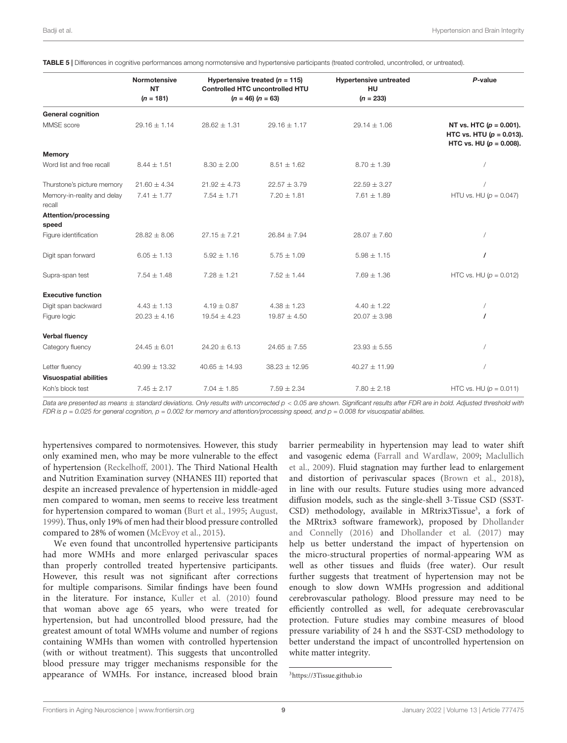**TABLE 5 |** Differences in cognitive performances among normotensive and hypertensive participants (treated controlled, uncontrolled, or untreated).

| | Normotensive NT ($n$ = 181) | Hypertensive treated ($n$ = 115) Controlled HTC ($n$ = 46) | uncontrolled HTU ($n$ = 63) | Hypertensive untreated HU ($n$ = 233) | *P*-value |
|---|---|---|---|---|---|
| **General cognition** | | | | | |
| MMSE score | 29.16 ± 1.14 | 28.62 ± 1.31 | 29.16 ± 1.17 | 29.14 ± 1.06 | **NT vs. HTC ($p$ = 0.001). HTC vs. HTU ($p$ = 0.013). HTC vs. HU ($p$ = 0.008).** |
| **Memory** | | | | | |
| Word list and free recall | 8.44 ± 1.51 | 8.30 ± 2.00 | 8.51 ± 1.62 | 8.70 ± 1.39 | / |
| Thurstone's picture memory | 21.60 ± 4.34 | 21.92 ± 4.73 | 22.57 ± 3.79 | 22.59 ± 3.27 | / |
| Memory-in-reality and delay recall | 7.41 ± 1.77 | 7.54 ± 1.71 | 7.20 ± 1.81 | 7.61 ± 1.89 | HTU vs. HU ($p$ = 0.047) |
| **Attention/processing speed** | | | | | |
| Figure identification | 28.82 ± 8.06 | 27.15 ± 7.21 | 26.84 ± 7.94 | 28.07 ± 7.60 | / |
| Digit span forward | 6.05 ± 1.13 | 5.92 ± 1.16 | 5.75 ± 1.09 | 5.98 ± 1.15 | / |
| Supra-span test | 7.54 ± 1.48 | 7.28 ± 1.21 | 7.52 ± 1.44 | 7.69 ± 1.36 | HTC vs. HU ($p$ = 0.012) |
| **Executive function** | | | | | |
| Digit span backward | 4.43 ± 1.13 | 4.19 ± 0.87 | 4.38 ± 1.23 | 4.40 ± 1.22 | / |
| Figure logic | 20.23 ± 4.16 | 19.54 ± 4.23 | 19.87 ± 4.50 | 20.07 ± 3.98 | / |
| **Verbal fluency** | | | | | |
| Category fluency | 24.45 ± 6.01 | 24.20 ± 6.13 | 24.65 ± 7.55 | 23.93 ± 5.55 | / |
| Letter fluency | 40.99 ± 13.32 | 40.65 ± 14.93 | 38.23 ± 12.95 | 40.27 ± 11.99 | / |
| **Visuospatial abilities** | | | | | |
| Koh's block test | 7.45 ± 2.17 | 7.04 ± 1.85 | 7.59 ± 2.34 | 7.80 ± 2.18 | HTC vs. HU ($p$ = 0.011) |

*Data are presented as means ± standard deviations. Only results with uncorrected $p$ < 0.05 are shown. Significant results after FDR are in bold. Adjusted threshold with FDR is $p$ = 0.025 for general cognition, $p$ = 0.002 for memory and attention/processing speed, and $p$ = 0.008 for visuospatial abilities.*

hypertensives compared to normotensives. However, this study only examined men, who may be more vulnerable to the effect of hypertension (Reckelhoff, 2001). The Third National Health and Nutrition Examination survey (NHANES III) reported that despite an increased prevalence of hypertension in middle-aged men compared to woman, men seems to receive less treatment for hypertension compared to woman (Burt et al., 1995; August, 1999). Thus, only 19% of men had their blood pressure controlled compared to 28% of women (McEvoy et al., 2015).

We even found that uncontrolled hypertensive participants had more WMHs and more enlarged perivascular spaces than properly controlled treated hypertensive participants. However, this result was not significant after corrections for multiple comparisons. Similar findings have been found in the literature. For instance, Kuller et al. (2010) found that woman above age 65 years, who were treated for hypertension, but had uncontrolled blood pressure, had the greatest amount of total WMHs volume and number of regions containing WMHs than women with controlled hypertension (with or without treatment). This suggests that uncontrolled blood pressure may trigger mechanisms responsible for the appearance of WMHs. For instance, increased blood brain barrier permeability in hypertension may lead to water shift and vasogenic edema (Farrall and Wardlaw, 2009; Maclullich et al., 2009). Fluid stagnation may further lead to enlargement and distortion of perivascular spaces (Brown et al., 2018), in line with our results. Future studies using more advanced diffusion models, such as the single-shell 3-Tissue CSD (SS3T-CSD) methodology, available in MRtrix3Tissue[3], a fork of the MRtrix3 software framework), proposed by Dhollander and Connelly (2016) and Dhollander et al. (2017) may help us better understand the impact of hypertension on the micro-structural properties of normal-appearing WM as well as other tissues and fluids (free water). Our result further suggests that treatment of hypertension may not be enough to slow down WMHs progression and additional cerebrovascular pathology. Blood pressure may need to be efficiently controlled as well, for adequate cerebrovascular protection. Future studies may combine measures of blood pressure variability of 24 h and the SS3T-CSD methodology to better understand the impact of uncontrolled hypertension on white matter integrity.

[3]https://3Tissue.github.io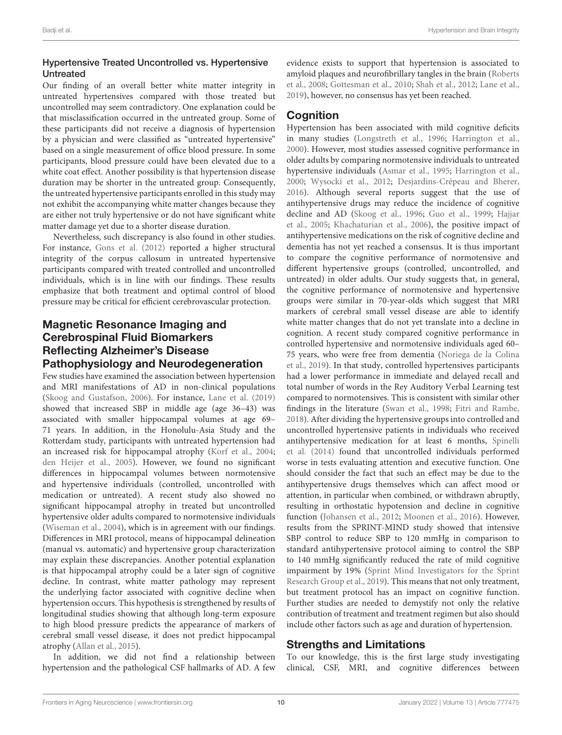### Hypertensive Treated Uncontrolled vs. Hypertensive Untreated

Our finding of an overall better white matter integrity in untreated hypertensives compared with those treated but uncontrolled may seem contradictory. One explanation could be that misclassification occurred in the untreated group. Some of these participants did not receive a diagnosis of hypertension by a physician and were classified as "untreated hypertensive" based on a single measurement of office blood pressure. In some participants, blood pressure could have been elevated due to a white coat effect. Another possibility is that hypertension disease duration may be shorter in the untreated group. Consequently, the untreated hypertensive participants enrolled in this study may not exhibit the accompanying white matter changes because they are either not truly hypertensive or do not have significant white matter damage yet due to a shorter disease duration.

Nevertheless, such discrepancy is also found in other studies. For instance, Gons et al. (2012) reported a higher structural integrity of the corpus callosum in untreated hypertensive participants compared with treated controlled and uncontrolled individuals, which is in line with our findings. These results emphasize that both treatment and optimal control of blood pressure may be critical for efficient cerebrovascular protection.

## Magnetic Resonance Imaging and Cerebrospinal Fluid Biomarkers Reflecting Alzheimer's Disease Pathophysiology and Neurodegeneration

Few studies have examined the association between hypertension and MRI manifestations of AD in non-clinical populations (Skoog and Gustafson, 2006). For instance, Lane et al. (2019) showed that increased SBP in middle age (age 36–43) was associated with smaller hippocampal volumes at age 69–71 years. In addition, in the Honolulu-Asia Study and the Rotterdam study, participants with untreated hypertension had an increased risk for hippocampal atrophy (Korf et al., 2004; den Heijer et al., 2005). However, we found no significant differences in hippocampal volumes between normotensive and hypertensive individuals (controlled, uncontrolled with medication or untreated). A recent study also showed no significant hippocampal atrophy in treated but uncontrolled hypertensive older adults compared to normotensive individuals (Wiseman et al., 2004), which is in agreement with our findings. Differences in MRI protocol, means of hippocampal delineation (manual vs. automatic) and hypertensive group characterization may explain these discrepancies. Another potential explanation is that hippocampal atrophy could be a later sign of cognitive decline. In contrast, white matter pathology may represent the underlying factor associated with cognitive decline when hypertension occurs. This hypothesis is strengthened by results of longitudinal studies showing that although long-term exposure to high blood pressure predicts the appearance of markers of cerebral small vessel disease, it does not predict hippocampal atrophy (Allan et al., 2015).

In addition, we did not find a relationship between hypertension and the pathological CSF hallmarks of AD. A few evidence exists to support that hypertension is associated to amyloid plaques and neurofibrillary tangles in the brain (Roberts et al., 2008; Gottesman et al., 2010; Shah et al., 2012; Lane et al., 2019), however, no consensus has yet been reached.

## Cognition

Hypertension has been associated with mild cognitive deficits in many studies (Longstreth et al., 1996; Harrington et al., 2000). However, most studies assessed cognitive performance in older adults by comparing normotensive individuals to untreated hypertensive individuals (Asmar et al., 1995; Harrington et al., 2000; Wysocki et al., 2012; Desjardins-Crépeau and Bherer, 2016). Although several reports suggest that the use of antihypertensive drugs may reduce the incidence of cognitive decline and AD (Skoog et al., 1996; Guo et al., 1999; Hajjar et al., 2005; Khachaturian et al., 2006), the positive impact of antihypertensive medications on the risk of cognitive decline and dementia has not yet reached a consensus. It is thus important to compare the cognitive performance of normotensive and different hypertensive groups (controlled, uncontrolled, and untreated) in older adults. Our study suggests that, in general, the cognitive performance of normotensive and hypertensive groups were similar in 70-year-olds which suggest that MRI markers of cerebral small vessel disease are able to identify white matter changes that do not yet translate into a decline in cognition. A recent study compared cognitive performance in controlled hypertensive and normotensive individuals aged 60–75 years, who were free from dementia (Noriega de la Colina et al., 2019). In that study, controlled hypertensives participants had a lower performance in immediate and delayed recall and total number of words in the Rey Auditory Verbal Learning test compared to normotensives. This is consistent with similar other findings in the literature (Swan et al., 1998; Fitri and Rambe, 2018). After dividing the hypertensive groups into controlled and uncontrolled hypertensive patients in individuals who received antihypertensive medication for at least 6 months, Spinelli et al. (2014) found that uncontrolled individuals performed worse in tests evaluating attention and executive function. One should consider the fact that such an effect may be due to the antihypertensive drugs themselves which can affect mood or attention, in particular when combined, or withdrawn abruptly, resulting in orthostatic hypotension and decline in cognitive function (Johansen et al., 2012; Moonen et al., 2016). However, results from the SPRINT-MIND study showed that intensive SBP control to reduce SBP to 120 mmHg in comparison to standard antihypertensive protocol aiming to control the SBP to 140 mmHg significantly reduced the rate of mild cognitive impairment by 19% (Sprint Mind Investigators for the Sprint Research Group et al., 2019). This means that not only treatment, but treatment protocol has an impact on cognitive function. Further studies are needed to demystify not only the relative contribution of treatment and treatment regimen but also should include other factors such as age and duration of hypertension.

## Strengths and Limitations

To our knowledge, this is the first large study investigating clinical, CSF, MRI, and cognitive differences between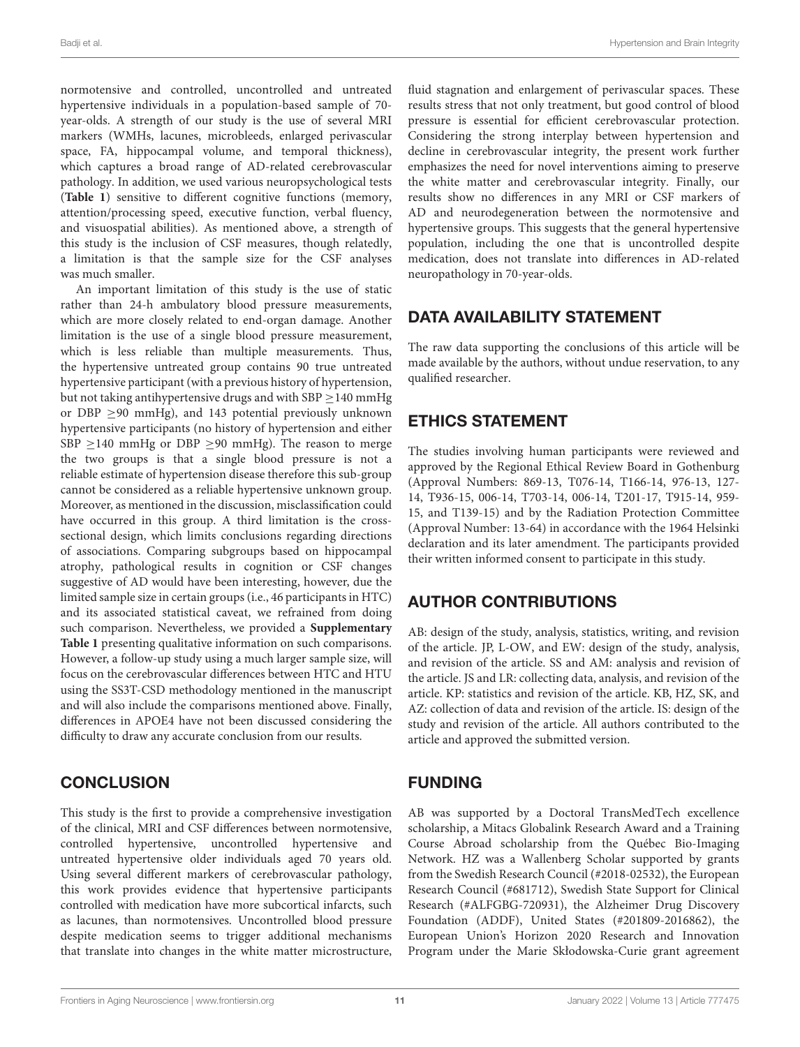normotensive and controlled, uncontrolled and untreated hypertensive individuals in a population-based sample of 70-year-olds. A strength of our study is the use of several MRI markers (WMHs, lacunes, microbleeds, enlarged perivascular space, FA, hippocampal volume, and temporal thickness), which captures a broad range of AD-related cerebrovascular pathology. In addition, we used various neuropsychological tests (**Table 1**) sensitive to different cognitive functions (memory, attention/processing speed, executive function, verbal fluency, and visuospatial abilities). As mentioned above, a strength of this study is the inclusion of CSF measures, though relatedly, a limitation is that the sample size for the CSF analyses was much smaller.

An important limitation of this study is the use of static rather than 24-h ambulatory blood pressure measurements, which are more closely related to end-organ damage. Another limitation is the use of a single blood pressure measurement, which is less reliable than multiple measurements. Thus, the hypertensive untreated group contains 90 true untreated hypertensive participant (with a previous history of hypertension, but not taking antihypertensive drugs and with SBP ≥140 mmHg or DBP ≥90 mmHg), and 143 potential previously unknown hypertensive participants (no history of hypertension and either SBP ≥140 mmHg or DBP ≥90 mmHg). The reason to merge the two groups is that a single blood pressure is not a reliable estimate of hypertension disease therefore this sub-group cannot be considered as a reliable hypertensive unknown group. Moreover, as mentioned in the discussion, misclassification could have occurred in this group. A third limitation is the cross-sectional design, which limits conclusions regarding directions of associations. Comparing subgroups based on hippocampal atrophy, pathological results in cognition or CSF changes suggestive of AD would have been interesting, however, due the limited sample size in certain groups (i.e., 46 participants in HTC) and its associated statistical caveat, we refrained from doing such comparison. Nevertheless, we provided a **Supplementary Table 1** presenting qualitative information on such comparisons. However, a follow-up study using a much larger sample size, will focus on the cerebrovascular differences between HTC and HTU using the SS3T-CSD methodology mentioned in the manuscript and will also include the comparisons mentioned above. Finally, differences in APOE4 have not been discussed considering the difficulty to draw any accurate conclusion from our results.

## CONCLUSION

This study is the first to provide a comprehensive investigation of the clinical, MRI and CSF differences between normotensive, controlled hypertensive, uncontrolled hypertensive and untreated hypertensive older individuals aged 70 years old. Using several different markers of cerebrovascular pathology, this work provides evidence that hypertensive participants controlled with medication have more subcortical infarcts, such as lacunes, than normotensives. Uncontrolled blood pressure despite medication seems to trigger additional mechanisms that translate into changes in the white matter microstructure, fluid stagnation and enlargement of perivascular spaces. These results stress that not only treatment, but good control of blood pressure is essential for efficient cerebrovascular protection. Considering the strong interplay between hypertension and decline in cerebrovascular integrity, the present work further emphasizes the need for novel interventions aiming to preserve the white matter and cerebrovascular integrity. Finally, our results show no differences in any MRI or CSF markers of AD and neurodegeneration between the normotensive and hypertensive groups. This suggests that the general hypertensive population, including the one that is uncontrolled despite medication, does not translate into differences in AD-related neuropathology in 70-year-olds.

## DATA AVAILABILITY STATEMENT

The raw data supporting the conclusions of this article will be made available by the authors, without undue reservation, to any qualified researcher.

## ETHICS STATEMENT

The studies involving human participants were reviewed and approved by the Regional Ethical Review Board in Gothenburg (Approval Numbers: 869-13, T076-14, T166-14, 976-13, 127-14, T936-15, 006-14, T703-14, 006-14, T201-17, T915-14, 959-15, and T139-15) and by the Radiation Protection Committee (Approval Number: 13-64) in accordance with the 1964 Helsinki declaration and its later amendment. The participants provided their written informed consent to participate in this study.

## AUTHOR CONTRIBUTIONS

AB: design of the study, analysis, statistics, writing, and revision of the article. JP, L-OW, and EW: design of the study, analysis, and revision of the article. SS and AM: analysis and revision of the article. JS and LR: collecting data, analysis, and revision of the article. KP: statistics and revision of the article. KB, HZ, SK, and AZ: collection of data and revision of the article. IS: design of the study and revision of the article. All authors contributed to the article and approved the submitted version.

## FUNDING

AB was supported by a Doctoral TransMedTech excellence scholarship, a Mitacs Globalink Research Award and a Training Course Abroad scholarship from the Québec Bio-Imaging Network. HZ was a Wallenberg Scholar supported by grants from the Swedish Research Council (#2018-02532), the European Research Council (#681712), Swedish State Support for Clinical Research (#ALFGBG-720931), the Alzheimer Drug Discovery Foundation (ADDF), United States (#201809-2016862), the European Union's Horizon 2020 Research and Innovation Program under the Marie Skłodowska-Curie grant agreement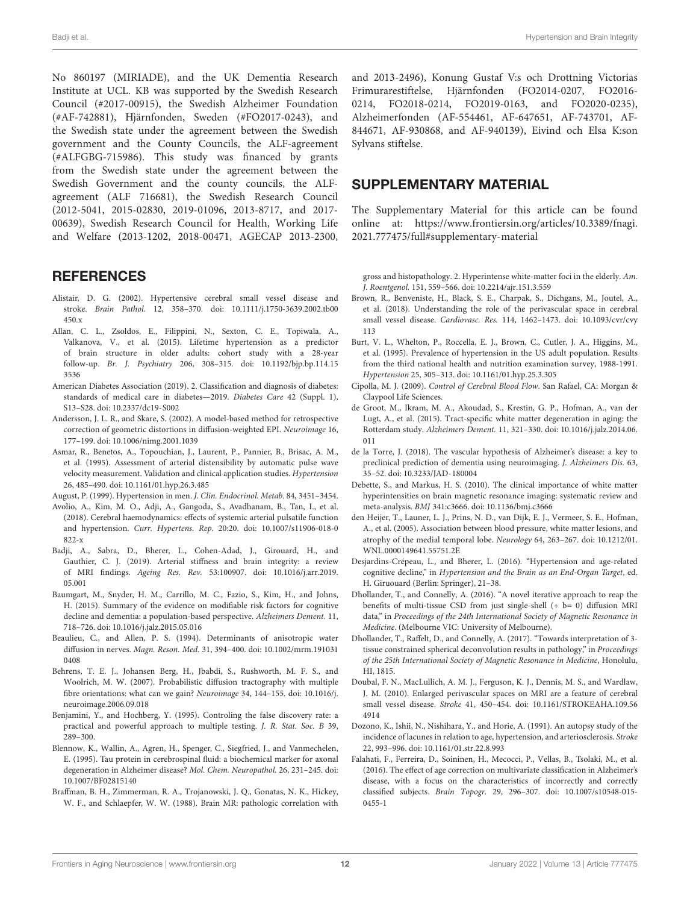No 860197 (MIRIADE), and the UK Dementia Research Institute at UCL. KB was supported by the Swedish Research Council (#2017-00915), the Swedish Alzheimer Foundation (#AF-742881), Hjärnfonden, Sweden (#FO2017-0243), and the Swedish state under the agreement between the Swedish government and the County Councils, the ALF-agreement (#ALFGBG-715986). This study was financed by grants from the Swedish state under the agreement between the Swedish Government and the county councils, the ALF-agreement (ALF 716681), the Swedish Research Council (2012-5041, 2015-02830, 2019-01096, 2013-8717, and 2017-00639), Swedish Research Council for Health, Working Life and Welfare (2013-1202, 2018-00471, AGECAP 2013-2300, and 2013-2496), Konung Gustaf V:s och Drottning Victorias Frimurarestiftelse, Hjärnfonden (FO2014-0207, FO2016-0214, FO2018-0214, FO2019-0163, and FO2020-0235), Alzheimerfonden (AF-554461, AF-647651, AF-743701, AF-844671, AF-930868, and AF-940139), Eivind och Elsa K:son Sylvans stiftelse.

## SUPPLEMENTARY MATERIAL

The Supplementary Material for this article can be found online at: https://www.frontiersin.org/articles/10.3389/fnagi.2021.777475/full#supplementary-material

## REFERENCES

Alistair, D. G. (2002). Hypertensive cerebral small vessel disease and stroke. *Brain Pathol.* 12, 358–370. doi: 10.1111/j.1750-3639.2002.tb00450.x

Allan, C. L., Zsoldos, E., Filippini, N., Sexton, C. E., Topiwala, A., Valkanova, V., et al. (2015). Lifetime hypertension as a predictor of brain structure in older adults: cohort study with a 28-year follow-up. *Br. J. Psychiatry* 206, 308–315. doi: 10.1192/bjp.bp.114.153536

American Diabetes Association (2019). 2. Classification and diagnosis of diabetes: standards of medical care in diabetes—2019. *Diabetes Care* 42 (Suppl. 1), S13–S28. doi: 10.2337/dc19-S002

Andersson, J. L. R., and Skare, S. (2002). A model-based method for retrospective correction of geometric distortions in diffusion-weighted EPI. *Neuroimage* 16, 177–199. doi: 10.1006/nimg.2001.1039

Asmar, R., Benetos, A., Topouchian, J., Laurent, P., Pannier, B., Brisac, A. M., et al. (1995). Assessment of arterial distensibility by automatic pulse wave velocity measurement. Validation and clinical application studies. *Hypertension* 26, 485–490. doi: 10.1161/01.hyp.26.3.485

August, P. (1999). Hypertension in men. *J. Clin. Endocrinol. Metab.* 84, 3451–3454.

Avolio, A., Kim, M. O., Adji, A., Gangoda, S., Avadhanam, B., Tan, I., et al. (2018). Cerebral haemodynamics: effects of systemic arterial pulsatile function and hypertension. *Curr. Hypertens. Rep.* 20:20. doi: 10.1007/s11906-018-0822-x

Badji, A., Sabra, D., Bherer, L., Cohen-Adad, J., Girouard, H., and Gauthier, C. J. (2019). Arterial stiffness and brain integrity: a review of MRI findings. *Ageing Res. Rev.* 53:100907. doi: 10.1016/j.arr.2019.05.001

Baumgart, M., Snyder, H. M., Carrillo, M. C., Fazio, S., Kim, H., and Johns, H. (2015). Summary of the evidence on modifiable risk factors for cognitive decline and dementia: a population-based perspective. *Alzheimers Dement.* 11, 718–726. doi: 10.1016/j.jalz.2015.05.016

Beaulieu, C., and Allen, P. S. (1994). Determinants of anisotropic water diffusion in nerves. *Magn. Reson. Med.* 31, 394–400. doi: 10.1002/mrm.1910310408

Behrens, T. E. J., Johansen Berg, H., Jbabdi, S., Rushworth, M. F. S., and Woolrich, M. W. (2007). Probabilistic diffusion tractography with multiple fibre orientations: what can we gain? *Neuroimage* 34, 144–155. doi: 10.1016/j.neuroimage.2006.09.018

Benjamini, Y., and Hochberg, Y. (1995). Controling the false discovery rate: a practical and powerful approach to multiple testing. *J. R. Stat. Soc. B* 39, 289–300.

Blennow, K., Wallin, A., Agren, H., Spenger, C., Siegfried, J., and Vanmechelen, E. (1995). Tau protein in cerebrospinal fluid: a biochemical marker for axonal degeneration in Alzheimer disease? *Mol. Chem. Neuropathol.* 26, 231–245. doi: 10.1007/BF02815140

Braffman, B. H., Zimmerman, R. A., Trojanowski, J. Q., Gonatas, N. K., Hickey, W. F., and Schlaepfer, W. W. (1988). Brain MR: pathologic correlation with gross and histopathology. 2. Hyperintense white-matter foci in the elderly. *Am. J. Roentgenol.* 151, 559–566. doi: 10.2214/ajr.151.3.559

Brown, R., Benveniste, H., Black, S. E., Charpak, S., Dichgans, M., Joutel, A., et al. (2018). Understanding the role of the perivascular space in cerebral small vessel disease. *Cardiovasc. Res.* 114, 1462–1473. doi: 10.1093/cvr/cvy113

Burt, V. L., Whelton, P., Roccella, E. J., Brown, C., Cutler, J. A., Higgins, M., et al. (1995). Prevalence of hypertension in the US adult population. Results from the third national health and nutrition examination survey, 1988-1991. *Hypertension* 25, 305–313. doi: 10.1161/01.hyp.25.3.305

Cipolla, M. J. (2009). *Control of Cerebral Blood Flow*. San Rafael, CA: Morgan & Claypool Life Sciences.

de Groot, M., Ikram, M. A., Akoudad, S., Krestin, G. P., Hofman, A., van der Lugt, A., et al. (2015). Tract-specific white matter degeneration in aging: the Rotterdam study. *Alzheimers Dement.* 11, 321–330. doi: 10.1016/j.jalz.2014.06.011

de la Torre, J. (2018). The vascular hypothesis of Alzheimer's disease: a key to preclinical prediction of dementia using neuroimaging. *J. Alzheimers Dis.* 63, 35–52. doi: 10.3233/JAD-180004

Debette, S., and Markus, H. S. (2010). The clinical importance of white matter hyperintensities on brain magnetic resonance imaging: systematic review and meta-analysis. *BMJ* 341:c3666. doi: 10.1136/bmj.c3666

den Heijer, T., Launer, L. J., Prins, N. D., van Dijk, E. J., Vermeer, S. E., Hofman, A., et al. (2005). Association between blood pressure, white matter lesions, and atrophy of the medial temporal lobe. *Neurology* 64, 263–267. doi: 10.1212/01.WNL.0000149641.55751.2E

Desjardins-Crépeau, L., and Bherer, L. (2016). "Hypertension and age-related cognitive decline," in *Hypertension and the Brain as an End-Organ Target*, ed. H. Giruouard (Berlin: Springer), 21–38.

Dhollander, T., and Connelly, A. (2016). "A novel iterative approach to reap the benefits of multi-tissue CSD from just single-shell (+ b= 0) diffusion MRI data," in *Proceedings of the 24th International Society of Magnetic Resonance in Medicine*. (Melbourne VIC: University of Melbourne).

Dhollander, T., Raffelt, D., and Connelly, A. (2017). "Towards interpretation of 3-tissue constrained spherical deconvolution results in pathology," in *Proceedings of the 25th International Society of Magnetic Resonance in Medicine*, Honolulu, HI, 1815.

Doubal, F. N., MacLullich, A. M. J., Ferguson, K. J., Dennis, M. S., and Wardlaw, J. M. (2010). Enlarged perivascular spaces on MRI are a feature of cerebral small vessel disease. *Stroke* 41, 450–454. doi: 10.1161/STROKEAHA.109.564914

Dozono, K., Ishii, N., Nishihara, Y., and Horie, A. (1991). An autopsy study of the incidence of lacunes in relation to age, hypertension, and arteriosclerosis. *Stroke* 22, 993–996. doi: 10.1161/01.str.22.8.993

Falahati, F., Ferreira, D., Soininen, H., Mecocci, P., Vellas, B., Tsolaki, M., et al. (2016). The effect of age correction on multivariate classification in Alzheimer's disease, with a focus on the characteristics of incorrectly and correctly classified subjects. *Brain Topogr.* 29, 296–307. doi: 10.1007/s10548-015-0455-1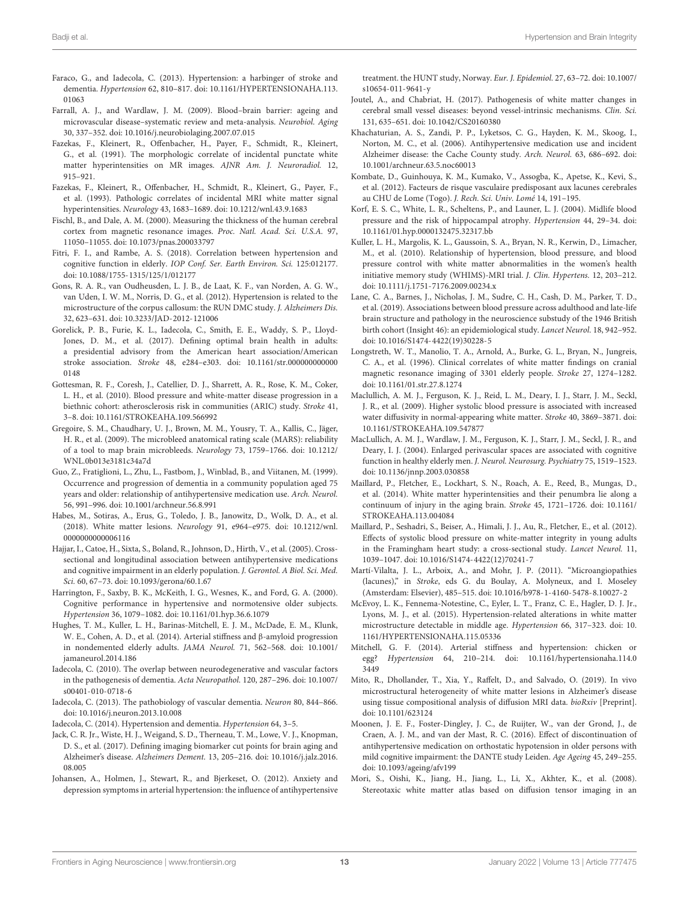Faraco, G., and Iadecola, C. (2013). Hypertension: a harbinger of stroke and dementia. *Hypertension* 62, 810–817. doi: 10.1161/HYPERTENSIONAHA.113.01063

Farrall, A. J., and Wardlaw, J. M. (2009). Blood–brain barrier: ageing and microvascular disease–systematic review and meta-analysis. *Neurobiol. Aging* 30, 337–352. doi: 10.1016/j.neurobiolaging.2007.07.015

Fazekas, F., Kleinert, R., Offenbacher, H., Payer, F., Schmidt, R., Kleinert, G., et al. (1991). The morphologic correlate of incidental punctate white matter hyperintensities on MR images. *AJNR Am. J. Neuroradiol.* 12, 915–921.

Fazekas, F., Kleinert, R., Offenbacher, H., Schmidt, R., Kleinert, G., Payer, F., et al. (1993). Pathologic correlates of incidental MRI white matter signal hyperintensities. *Neurology* 43, 1683–1689. doi: 10.1212/wnl.43.9.1683

Fischl, B., and Dale, A. M. (2000). Measuring the thickness of the human cerebral cortex from magnetic resonance images. *Proc. Natl. Acad. Sci. U.S.A.* 97, 11050–11055. doi: 10.1073/pnas.200033797

Fitri, F. I., and Rambe, A. S. (2018). Correlation between hypertension and cognitive function in elderly. *IOP Conf. Ser. Earth Environ. Sci.* 125:012177. doi: 10.1088/1755-1315/125/1/012177

Gons, R. A. R., van Oudheusden, L. J. B., de Laat, K. F., van Norden, A. G. W., van Uden, I. W. M., Norris, D. G., et al. (2012). Hypertension is related to the microstructure of the corpus callosum: the RUN DMC study. *J. Alzheimers Dis.* 32, 623–631. doi: 10.3233/JAD-2012-121006

Gorelick, P. B., Furie, K. L., Iadecola, C., Smith, E. E., Waddy, S. P., Lloyd-Jones, D. M., et al. (2017). Defining optimal brain health in adults: a presidential advisory from the American heart association/American stroke association. *Stroke* 48, e284–e303. doi: 10.1161/str.0000000000000148

Gottesman, R. F., Coresh, J., Catellier, D. J., Sharrett, A. R., Rose, K. M., Coker, L. H., et al. (2010). Blood pressure and white-matter disease progression in a biethnic cohort: atherosclerosis risk in communities (ARIC) study. *Stroke* 41, 3–8. doi: 10.1161/STROKEAHA.109.566992

Gregoire, S. M., Chaudhary, U. J., Brown, M. M., Yousry, T. A., Kallis, C., Jäger, H. R., et al. (2009). The microbleed anatomical rating scale (MARS): reliability of a tool to map brain microbleeds. *Neurology* 73, 1759–1766. doi: 10.1212/WNL.0b013e3181c34a7d

Guo, Z., Fratiglioni, L., Zhu, L., Fastbom, J., Winblad, B., and Viitanen, M. (1999). Occurrence and progression of dementia in a community population aged 75 years and older: relationship of antihypertensive medication use. *Arch. Neurol.* 56, 991–996. doi: 10.1001/archneur.56.8.991

Habes, M., Sotiras, A., Erus, G., Toledo, J. B., Janowitz, D., Wolk, D. A., et al. (2018). White matter lesions. *Neurology* 91, e964–e975. doi: 10.1212/wnl.0000000000006116

Hajjar, I., Catoe, H., Sixta, S., Boland, R., Johnson, D., Hirth, V., et al. (2005). Cross-sectional and longitudinal association between antihypertensive medications and cognitive impairment in an elderly population. *J. Gerontol. A Biol. Sci. Med. Sci.* 60, 67–73. doi: 10.1093/gerona/60.1.67

Harrington, F., Saxby, B. K., McKeith, I. G., Wesnes, K., and Ford, G. A. (2000). Cognitive performance in hypertensive and normotensive older subjects. *Hypertension* 36, 1079–1082. doi: 10.1161/01.hyp.36.6.1079

Hughes, T. M., Kuller, L. H., Barinas-Mitchell, E. J. M., McDade, E. M., Klunk, W. E., Cohen, A. D., et al. (2014). Arterial stiffness and β-amyloid progression in nondemented elderly adults. *JAMA Neurol.* 71, 562–568. doi: 10.1001/jamaneurol.2014.186

Iadecola, C. (2010). The overlap between neurodegenerative and vascular factors in the pathogenesis of dementia. *Acta Neuropathol.* 120, 287–296. doi: 10.1007/s00401-010-0718-6

Iadecola, C. (2013). The pathobiology of vascular dementia. *Neuron* 80, 844–866. doi: 10.1016/j.neuron.2013.10.008

Iadecola, C. (2014). Hypertension and dementia. *Hypertension* 64, 3–5.

Jack, C. R. Jr., Wiste, H. J., Weigand, S. D., Therneau, T. M., Lowe, V. J., Knopman, D. S., et al. (2017). Defining imaging biomarker cut points for brain aging and Alzheimer's disease. *Alzheimers Dement.* 13, 205–216. doi: 10.1016/j.jalz.2016.08.005

Johansen, A., Holmen, J., Stewart, R., and Bjerkeset, O. (2012). Anxiety and depression symptoms in arterial hypertension: the influence of antihypertensive treatment. the HUNT study, Norway. *Eur. J. Epidemiol.* 27, 63–72. doi: 10.1007/s10654-011-9641-y

Joutel, A., and Chabriat, H. (2017). Pathogenesis of white matter changes in cerebral small vessel diseases: beyond vessel-intrinsic mechanisms. *Clin. Sci.* 131, 635–651. doi: 10.1042/CS20160380

Khachaturian, A. S., Zandi, P. P., Lyketsos, C. G., Hayden, K. M., Skoog, I., Norton, M. C., et al. (2006). Antihypertensive medication use and incident Alzheimer disease: the Cache County study. *Arch. Neurol.* 63, 686–692. doi: 10.1001/archneur.63.5.noc60013

Kombate, D., Guinhouya, K. M., Kumako, V., Assogba, K., Apetse, K., Kevi, S., et al. (2012). Facteurs de risque vasculaire predisposant aux lacunes cerebrales au CHU de Lome (Togo). *J. Rech. Sci. Univ. Lomé* 14, 191–195.

Korf, E. S. C., White, L. R., Scheltens, P., and Launer, L. J. (2004). Midlife blood pressure and the risk of hippocampal atrophy. *Hypertension* 44, 29–34. doi: 10.1161/01.hyp.0000132475.32317.bb

Kuller, L. H., Margolis, K. L., Gaussoin, S. A., Bryan, N. R., Kerwin, D., Limacher, M., et al. (2010). Relationship of hypertension, blood pressure, and blood pressure control with white matter abnormalities in the women's health initiative memory study (WHIMS)-MRI trial. *J. Clin. Hypertens.* 12, 203–212. doi: 10.1111/j.1751-7176.2009.00234.x

Lane, C. A., Barnes, J., Nicholas, J. M., Sudre, C. H., Cash, D. M., Parker, T. D., et al. (2019). Associations between blood pressure across adulthood and late-life brain structure and pathology in the neuroscience substudy of the 1946 British birth cohort (Insight 46): an epidemiological study. *Lancet Neurol.* 18, 942–952. doi: 10.1016/S1474-4422(19)30228-5

Longstreth, W. T., Manolio, T. A., Arnold, A., Burke, G. L., Bryan, N., Jungreis, C. A., et al. (1996). Clinical correlates of white matter findings on cranial magnetic resonance imaging of 3301 elderly people. *Stroke* 27, 1274–1282. doi: 10.1161/01.str.27.8.1274

Maclullich, A. M. J., Ferguson, K. J., Reid, L. M., Deary, I. J., Starr, J. M., Seckl, J. R., et al. (2009). Higher systolic blood pressure is associated with increased water diffusivity in normal-appearing white matter. *Stroke* 40, 3869–3871. doi: 10.1161/STROKEAHA.109.547877

MacLullich, A. M. J., Wardlaw, J. M., Ferguson, K. J., Starr, J. M., Seckl, J. R., and Deary, I. J. (2004). Enlarged perivascular spaces are associated with cognitive function in healthy elderly men. *J. Neurol. Neurosurg. Psychiatry* 75, 1519–1523. doi: 10.1136/jnnp.2003.030858

Maillard, P., Fletcher, E., Lockhart, S. N., Roach, A. E., Reed, B., Mungas, D., et al. (2014). White matter hyperintensities and their penumbra lie along a continuum of injury in the aging brain. *Stroke* 45, 1721–1726. doi: 10.1161/STROKEAHA.113.004084

Maillard, P., Seshadri, S., Beiser, A., Himali, J. J., Au, R., Fletcher, E., et al. (2012). Effects of systolic blood pressure on white-matter integrity in young adults in the Framingham heart study: a cross-sectional study. *Lancet Neurol.* 11, 1039–1047. doi: 10.1016/S1474-4422(12)70241-7

Martí-Vilalta, J. L., Arboix, A., and Mohr, J. P. (2011). "Microangiopathies (lacunes)," in *Stroke*, eds G. du Boulay, A. Molyneux, and I. Moseley (Amsterdam: Elsevier), 485–515. doi: 10.1016/b978-1-4160-5478-8.10027-2

McEvoy, L. K., Fennema-Notestine, C., Eyler, L. T., Franz, C. E., Hagler, D. J. Jr., Lyons, M. J., et al. (2015). Hypertension-related alterations in white matter microstructure detectable in middle age. *Hypertension* 66, 317–323. doi: 10.1161/HYPERTENSIONAHA.115.05336

Mitchell, G. F. (2014). Arterial stiffness and hypertension: chicken or egg? *Hypertension* 64, 210–214. doi: 10.1161/hypertensionaha.114.03449

Mito, R., Dhollander, T., Xia, Y., Raffelt, D., and Salvado, O. (2019). In vivo microstructural heterogeneity of white matter lesions in Alzheimer's disease using tissue compositional analysis of diffusion MRI data. *bioRxiv* [Preprint]. doi: 10.1101/623124

Moonen, J. E. F., Foster-Dingley, J. C., de Ruijter, W., van der Grond, J., de Craen, A. J. M., and van der Mast, R. C. (2016). Effect of discontinuation of antihypertensive medication on orthostatic hypotension in older persons with mild cognitive impairment: the DANTE study Leiden. *Age Ageing* 45, 249–255. doi: 10.1093/ageing/afv199

Mori, S., Oishi, K., Jiang, H., Jiang, L., Li, X., Akhter, K., et al. (2008). Stereotaxic white matter atlas based on diffusion tensor imaging in an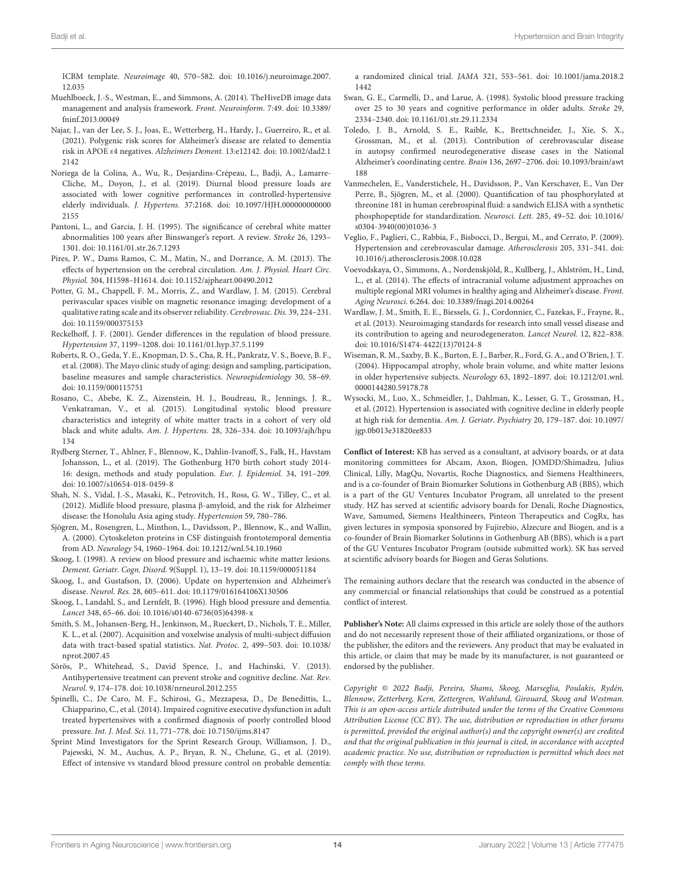ICBM template. *Neuroimage* 40, 570–582. doi: 10.1016/j.neuroimage.2007.12.035

Muehlboeck, J.-S., Westman, E., and Simmons, A. (2014). TheHiveDB image data management and analysis framework. *Front. Neuroinform.* 7:49. doi: 10.3389/fninf.2013.00049

Najar, J., van der Lee, S. J., Joas, E., Wetterberg, H., Hardy, J., Guerreiro, R., et al. (2021). Polygenic risk scores for Alzheimer's disease are related to dementia risk in APOE ε4 negatives. *Alzheimers Dement.* 13:e12142. doi: 10.1002/dad2.12142

Noriega de la Colina, A., Wu, R., Desjardins-Crépeau, L., Badji, A., Lamarre-Cliche, M., Doyon, J., et al. (2019). Diurnal blood pressure loads are associated with lower cognitive performances in controlled-hypertensive elderly individuals. *J. Hypertens.* 37:2168. doi: 10.1097/HJH.0000000000002155

Pantoni, L., and Garcia, J. H. (1995). The significance of cerebral white matter abnormalities 100 years after Binswanger's report. A review. *Stroke* 26, 1293–1301. doi: 10.1161/01.str.26.7.1293

Pires, P. W., Dams Ramos, C. M., Matin, N., and Dorrance, A. M. (2013). The effects of hypertension on the cerebral circulation. *Am. J. Physiol. Heart Circ. Physiol.* 304, H1598–H1614. doi: 10.1152/ajpheart.00490.2012

Potter, G. M., Chappell, F. M., Morris, Z., and Wardlaw, J. M. (2015). Cerebral perivascular spaces visible on magnetic resonance imaging: development of a qualitative rating scale and its observer reliability. *Cerebrovasc. Dis.* 39, 224–231. doi: 10.1159/000375153

Reckelhoff, J. F. (2001). Gender differences in the regulation of blood pressure. *Hypertension* 37, 1199–1208. doi: 10.1161/01.hyp.37.5.1199

Roberts, R. O., Geda, Y. E., Knopman, D. S., Cha, R. H., Pankratz, V. S., Boeve, B. F., et al. (2008). The Mayo clinic study of aging: design and sampling, participation, baseline measures and sample characteristics. *Neuroepidemiology* 30, 58–69. doi: 10.1159/000115751

Rosano, C., Abebe, K. Z., Aizenstein, H. J., Boudreau, R., Jennings, J. R., Venkatraman, V., et al. (2015). Longitudinal systolic blood pressure characteristics and integrity of white matter tracts in a cohort of very old black and white adults. *Am. J. Hypertens.* 28, 326–334. doi: 10.1093/ajh/hpu134

Rydberg Sterner, T., Ahlner, F., Blennow, K., Dahlin-Ivanoff, S., Falk, H., Havstam Johansson, L., et al. (2019). The Gothenburg H70 birth cohort study 2014-16: design, methods and study population. *Eur. J. Epidemiol.* 34, 191–209. doi: 10.1007/s10654-018-0459-8

Shah, N. S., Vidal, J.-S., Masaki, K., Petrovitch, H., Ross, G. W., Tilley, C., et al. (2012). Midlife blood pressure, plasma β-amyloid, and the risk for Alzheimer disease: the Honolulu Asia aging study. *Hypertension* 59, 780–786.

Sjögren, M., Rosengren, L., Minthon, L., Davidsson, P., Blennow, K., and Wallin, A. (2000). Cytoskeleton proteins in CSF distinguish frontotemporal dementia from AD. *Neurology* 54, 1960–1964. doi: 10.1212/wnl.54.10.1960

Skoog, I. (1998). A review on blood pressure and ischaemic white matter lesions. *Dement. Geriatr. Cogn. Disord.* 9(Suppl. 1), 13–19. doi: 10.1159/000051184

Skoog, I., and Gustafson, D. (2006). Update on hypertension and Alzheimer's disease. *Neurol. Res.* 28, 605–611. doi: 10.1179/016164106X130506

Skoog, I., Landahl, S., and Lernfelt, B. (1996). High blood pressure and dementia. *Lancet* 348, 65–66. doi: 10.1016/s0140-6736(05)64398-x

Smith, S. M., Johansen-Berg, H., Jenkinson, M., Rueckert, D., Nichols, T. E., Miller, K. L., et al. (2007). Acquisition and voxelwise analysis of multi-subject diffusion data with tract-based spatial statistics. *Nat. Protoc.* 2, 499–503. doi: 10.1038/nprot.2007.45

Sörös, P., Whitehead, S., David Spence, J., and Hachinski, V. (2013). Antihypertensive treatment can prevent stroke and cognitive decline. *Nat. Rev. Neurol.* 9, 174–178. doi: 10.1038/nrneurol.2012.255

Spinelli, C., De Caro, M. F., Schirosi, G., Mezzapesa, D., De Benedittis, L., Chiapparino, C., et al. (2014). Impaired cognitive executive dysfunction in adult treated hypertensives with a confirmed diagnosis of poorly controlled blood pressure. *Int. J. Med. Sci.* 11, 771–778. doi: 10.7150/ijms.8147

Sprint Mind Investigators for the Sprint Research Group, Williamson, J. D., Pajewski, N. M., Auchus, A. P., Bryan, R. N., Chelune, G., et al. (2019). Effect of intensive vs standard blood pressure control on probable dementia: a randomized clinical trial. *JAMA* 321, 553–561. doi: 10.1001/jama.2018.21442

Swan, G. E., Carmelli, D., and Larue, A. (1998). Systolic blood pressure tracking over 25 to 30 years and cognitive performance in older adults. *Stroke* 29, 2334–2340. doi: 10.1161/01.str.29.11.2334

Toledo, J. B., Arnold, S. E., Raible, K., Brettschneider, J., Xie, S. X., Grossman, M., et al. (2013). Contribution of cerebrovascular disease in autopsy confirmed neurodegenerative disease cases in the National Alzheimer's coordinating centre. *Brain* 136, 2697–2706. doi: 10.1093/brain/awt188

Vanmechelen, E., Vanderstichele, H., Davidsson, P., Van Kerschaver, E., Van Der Perre, B., Sjögren, M., et al. (2000). Quantification of tau phosphorylated at threonine 181 in human cerebrospinal fluid: a sandwich ELISA with a synthetic phosphopeptide for standardization. *Neurosci. Lett.* 285, 49–52. doi: 10.1016/s0304-3940(00)01036-3

Veglio, F., Paglieri, C., Rabbia, F., Bisbocci, D., Bergui, M., and Cerrato, P. (2009). Hypertension and cerebrovascular damage. *Atherosclerosis* 205, 331–341. doi: 10.1016/j.atherosclerosis.2008.10.028

Voevodskaya, O., Simmons, A., Nordenskjöld, R., Kullberg, J., Ahlström, H., Lind, L., et al. (2014). The effects of intracranial volume adjustment approaches on multiple regional MRI volumes in healthy aging and Alzheimer's disease. *Front. Aging Neurosci.* 6:264. doi: 10.3389/fnagi.2014.00264

Wardlaw, J. M., Smith, E. E., Biessels, G. J., Cordonnier, C., Fazekas, F., Frayne, R., et al. (2013). Neuroimaging standards for research into small vessel disease and its contribution to ageing and neurodegeneraton. *Lancet Neurol.* 12, 822–838. doi: 10.1016/S1474-4422(13)70124-8

Wiseman, R. M., Saxby, B. K., Burton, E. J., Barber, R., Ford, G. A., and O'Brien, J. T. (2004). Hippocampal atrophy, whole brain volume, and white matter lesions in older hypertensive subjects. *Neurology* 63, 1892–1897. doi: 10.1212/01.wnl.0000144280.59178.78

Wysocki, M., Luo, X., Schmeidler, J., Dahlman, K., Lesser, G. T., Grossman, H., et al. (2012). Hypertension is associated with cognitive decline in elderly people at high risk for dementia. *Am. J. Geriatr. Psychiatry* 20, 179–187. doi: 10.1097/jgp.0b013e31820ee833

**Conflict of Interest:** KB has served as a consultant, at advisory boards, or at data monitoring committees for Abcam, Axon, Biogen, JOMDD/Shimadzu, Julius Clinical, Lilly, MagQu, Novartis, Roche Diagnostics, and Siemens Healthineers, and is a co-founder of Brain Biomarker Solutions in Gothenburg AB (BBS), which is a part of the GU Ventures Incubator Program, all unrelated to the present study. HZ has served at scientific advisory boards for Denali, Roche Diagnostics, Wave, Samumed, Siemens Healthineers, Pinteon Therapeutics and CogRx, has given lectures in symposia sponsored by Fujirebio, Alzecure and Biogen, and is a co-founder of Brain Biomarker Solutions in Gothenburg AB (BBS), which is a part of the GU Ventures Incubator Program (outside submitted work). SK has served at scientific advisory boards for Biogen and Geras Solutions.

The remaining authors declare that the research was conducted in the absence of any commercial or financial relationships that could be construed as a potential conflict of interest.

**Publisher's Note:** All claims expressed in this article are solely those of the authors and do not necessarily represent those of their affiliated organizations, or those of the publisher, the editors and the reviewers. Any product that may be evaluated in this article, or claim that may be made by its manufacturer, is not guaranteed or endorsed by the publisher.

*Copyright © 2022 Badji, Pereira, Shams, Skoog, Marseglia, Poulakis, Rydén, Blennow, Zetterberg, Kern, Zettergren, Wahlund, Girouard, Skoog and Westman. This is an open-access article distributed under the terms of the Creative Commons Attribution License (CC BY). The use, distribution or reproduction in other forums is permitted, provided the original author(s) and the copyright owner(s) are credited and that the original publication in this journal is cited, in accordance with accepted academic practice. No use, distribution or reproduction is permitted which does not comply with these terms.*